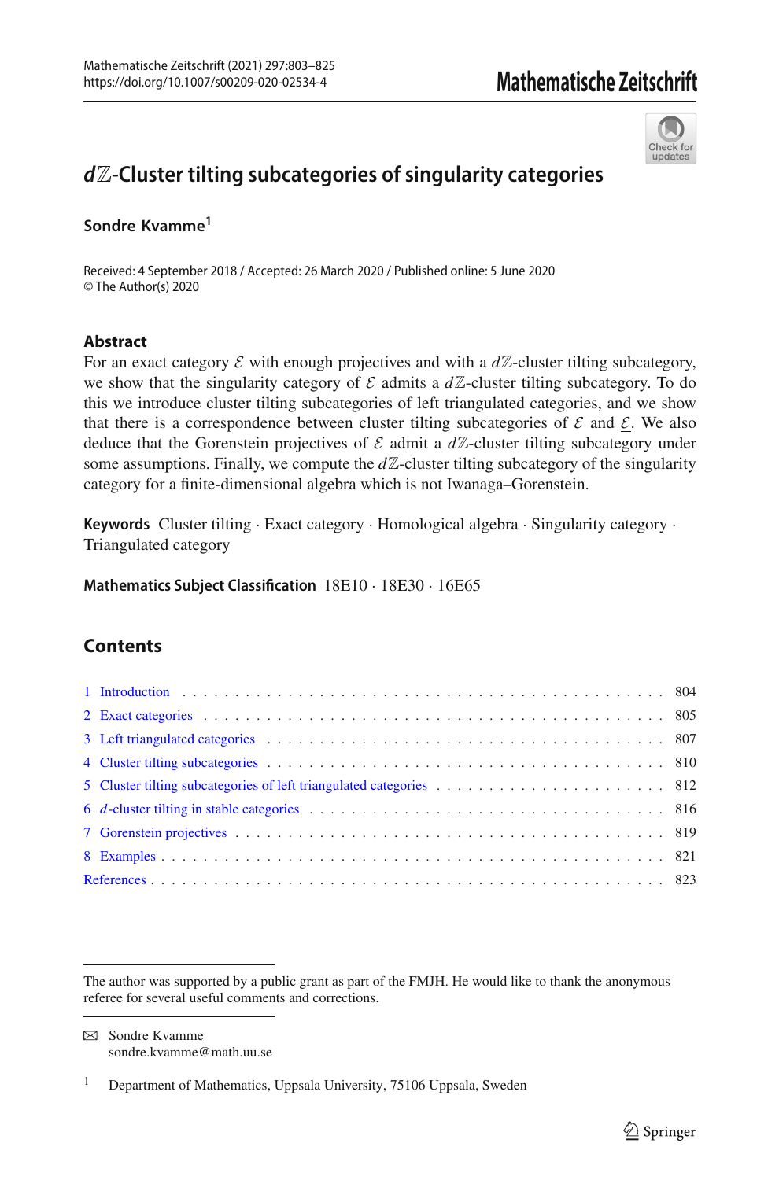# $d\mathbb{Z}$-Cluster tilting subcategories of singularity categories

**Sondre Kvamme**[1]

Received: 4 September 2018 / Accepted: 26 March 2020 / Published online: 5 June 2020
© The Author(s) 2020

## Abstract

For an exact category $\mathcal{E}$ with enough projectives and with a $d\mathbb{Z}$-cluster tilting subcategory, we show that the singularity category of $\mathcal{E}$ admits a $d\mathbb{Z}$-cluster tilting subcategory. To do this we introduce cluster tilting subcategories of left triangulated categories, and we show that there is a correspondence between cluster tilting subcategories of $\mathcal{E}$ and $\underline{\mathcal{E}}$. We also deduce that the Gorenstein projectives of $\mathcal{E}$ admit a $d\mathbb{Z}$-cluster tilting subcategory under some assumptions. Finally, we compute the $d\mathbb{Z}$-cluster tilting subcategory of the singularity category for a finite-dimensional algebra which is not Iwanaga–Gorenstein.

**Keywords** Cluster tilting · Exact category · Homological algebra · Singularity category · Triangulated category

**Mathematics Subject Classification** 18E10 · 18E30 · 16E65

## Contents

1 Introduction . . . 804
2 Exact categories . . . 805
3 Left triangulated categories . . . 807
4 Cluster tilting subcategories . . . 810
5 Cluster tilting subcategories of left triangulated categories . . . 812
6 $d$-cluster tilting in stable categories . . . 816
7 Gorenstein projectives . . . 819
8 Examples . . . 821
References . . . 823

---

The author was supported by a public grant as part of the FMJH. He would like to thank the anonymous referee for several useful comments and corrections.

✉ Sondre Kvamme
sondre.kvamme@math.uu.se

[1] Department of Mathematics, Uppsala University, 75106 Uppsala, Sweden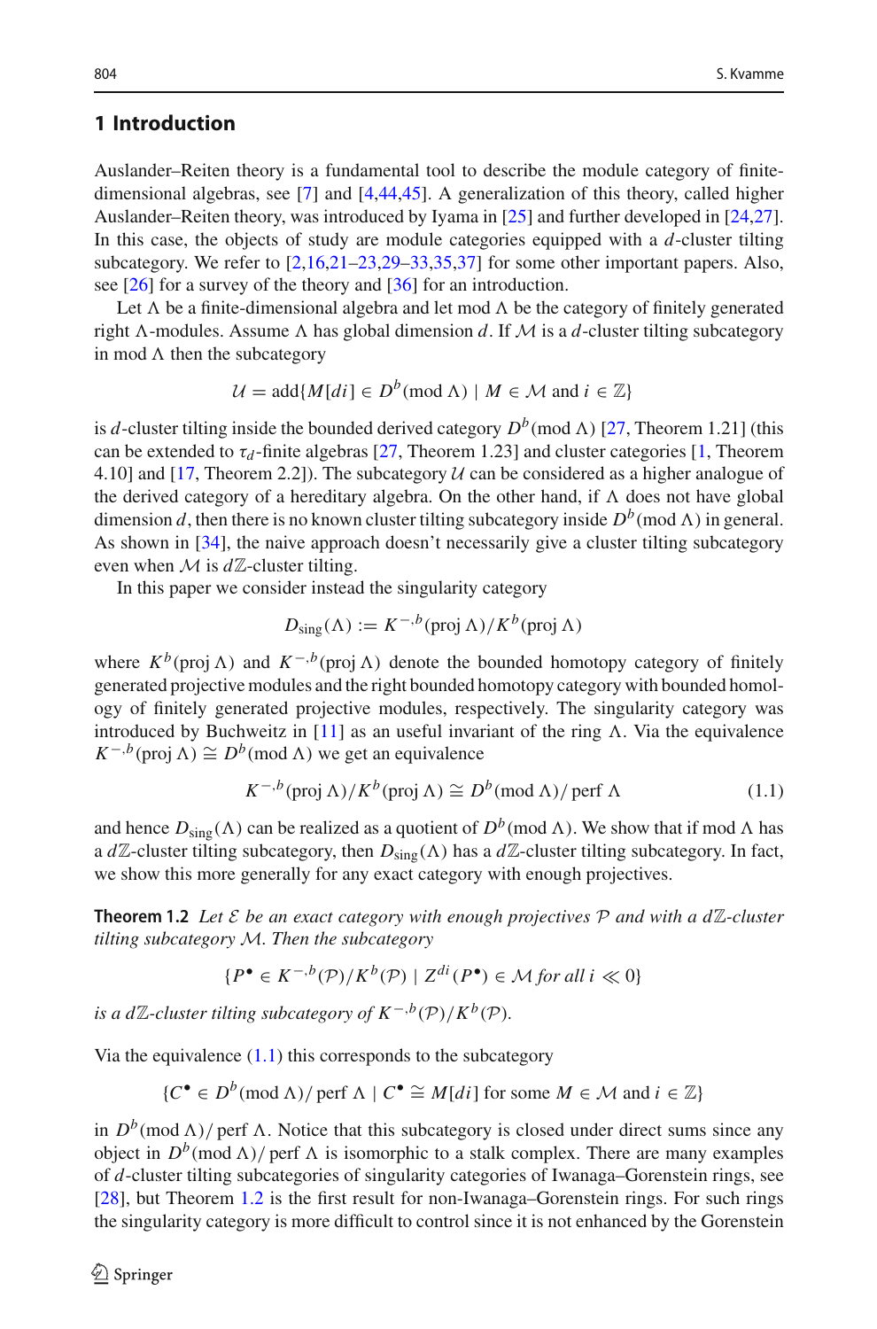## 1 Introduction

Auslander–Reiten theory is a fundamental tool to describe the module category of finite-dimensional algebras, see [7] and [4,44,45]. A generalization of this theory, called higher Auslander–Reiten theory, was introduced by Iyama in [25] and further developed in [24,27]. In this case, the objects of study are module categories equipped with a $d$-cluster tilting subcategory. We refer to [2,16,21–23,29–33,35,37] for some other important papers. Also, see [26] for a survey of the theory and [36] for an introduction.

Let $\Lambda$ be a finite-dimensional algebra and let $\operatorname{mod}\Lambda$ be the category of finitely generated right $\Lambda$-modules. Assume $\Lambda$ has global dimension $d$. If $\mathcal{M}$ is a $d$-cluster tilting subcategory in $\operatorname{mod}\Lambda$ then the subcategory

$$\mathcal{U} = \operatorname{add}\{M[di] \in D^b(\operatorname{mod}\Lambda) \mid M \in \mathcal{M} \text{ and } i \in \mathbb{Z}\}$$

is $d$-cluster tilting inside the bounded derived category $D^b(\operatorname{mod}\Lambda)$ [27, Theorem 1.21] (this can be extended to $\tau_d$-finite algebras [27, Theorem 1.23] and cluster categories [1, Theorem 4.10] and [17, Theorem 2.2]). The subcategory $\mathcal{U}$ can be considered as a higher analogue of the derived category of a hereditary algebra. On the other hand, if $\Lambda$ does not have global dimension $d$, then there is no known cluster tilting subcategory inside $D^b(\operatorname{mod}\Lambda)$ in general. As shown in [34], the naive approach doesn't necessarily give a cluster tilting subcategory even when $\mathcal{M}$ is $d\mathbb{Z}$-cluster tilting.

In this paper we consider instead the singularity category

$$D_{\text{sing}}(\Lambda) := K^{-,b}(\operatorname{proj}\Lambda)/K^b(\operatorname{proj}\Lambda)$$

where $K^b(\operatorname{proj}\Lambda)$ and $K^{-,b}(\operatorname{proj}\Lambda)$ denote the bounded homotopy category of finitely generated projective modules and the right bounded homotopy category with bounded homology of finitely generated projective modules, respectively. The singularity category was introduced by Buchweitz in [11] as an useful invariant of the ring $\Lambda$. Via the equivalence $K^{-,b}(\operatorname{proj}\Lambda) \cong D^b(\operatorname{mod}\Lambda)$ we get an equivalence

$$K^{-,b}(\operatorname{proj}\Lambda)/K^b(\operatorname{proj}\Lambda) \cong D^b(\operatorname{mod}\Lambda)/\operatorname{perf}\Lambda \tag{1.1}$$

and hence $D_{\text{sing}}(\Lambda)$ can be realized as a quotient of $D^b(\operatorname{mod}\Lambda)$. We show that if $\operatorname{mod}\Lambda$ has a $d\mathbb{Z}$-cluster tilting subcategory, then $D_{\text{sing}}(\Lambda)$ has a $d\mathbb{Z}$-cluster tilting subcategory. In fact, we show this more generally for any exact category with enough projectives.

**Theorem 1.2** *Let $\mathcal{E}$ be an exact category with enough projectives $\mathcal{P}$ and with a $d\mathbb{Z}$-cluster tilting subcategory $\mathcal{M}$. Then the subcategory*

$$\{P^\bullet \in K^{-,b}(\mathcal{P})/K^b(\mathcal{P}) \mid Z^{di}(P^\bullet) \in \mathcal{M} \text{ for all } i \ll 0\}$$

*is a $d\mathbb{Z}$-cluster tilting subcategory of $K^{-,b}(\mathcal{P})/K^b(\mathcal{P})$.*

Via the equivalence (1.1) this corresponds to the subcategory

$$\{C^\bullet \in D^b(\operatorname{mod}\Lambda)/\operatorname{perf}\Lambda \mid C^\bullet \cong M[di] \text{ for some } M \in \mathcal{M} \text{ and } i \in \mathbb{Z}\}$$

in $D^b(\operatorname{mod}\Lambda)/\operatorname{perf}\Lambda$. Notice that this subcategory is closed under direct sums since any object in $D^b(\operatorname{mod}\Lambda)/\operatorname{perf}\Lambda$ is isomorphic to a stalk complex. There are many examples of $d$-cluster tilting subcategories of singularity categories of Iwanaga–Gorenstein rings, see [28], but Theorem 1.2 is the first result for non-Iwanaga–Gorenstein rings. For such rings the singularity category is more difficult to control since it is not enhanced by the Gorenstein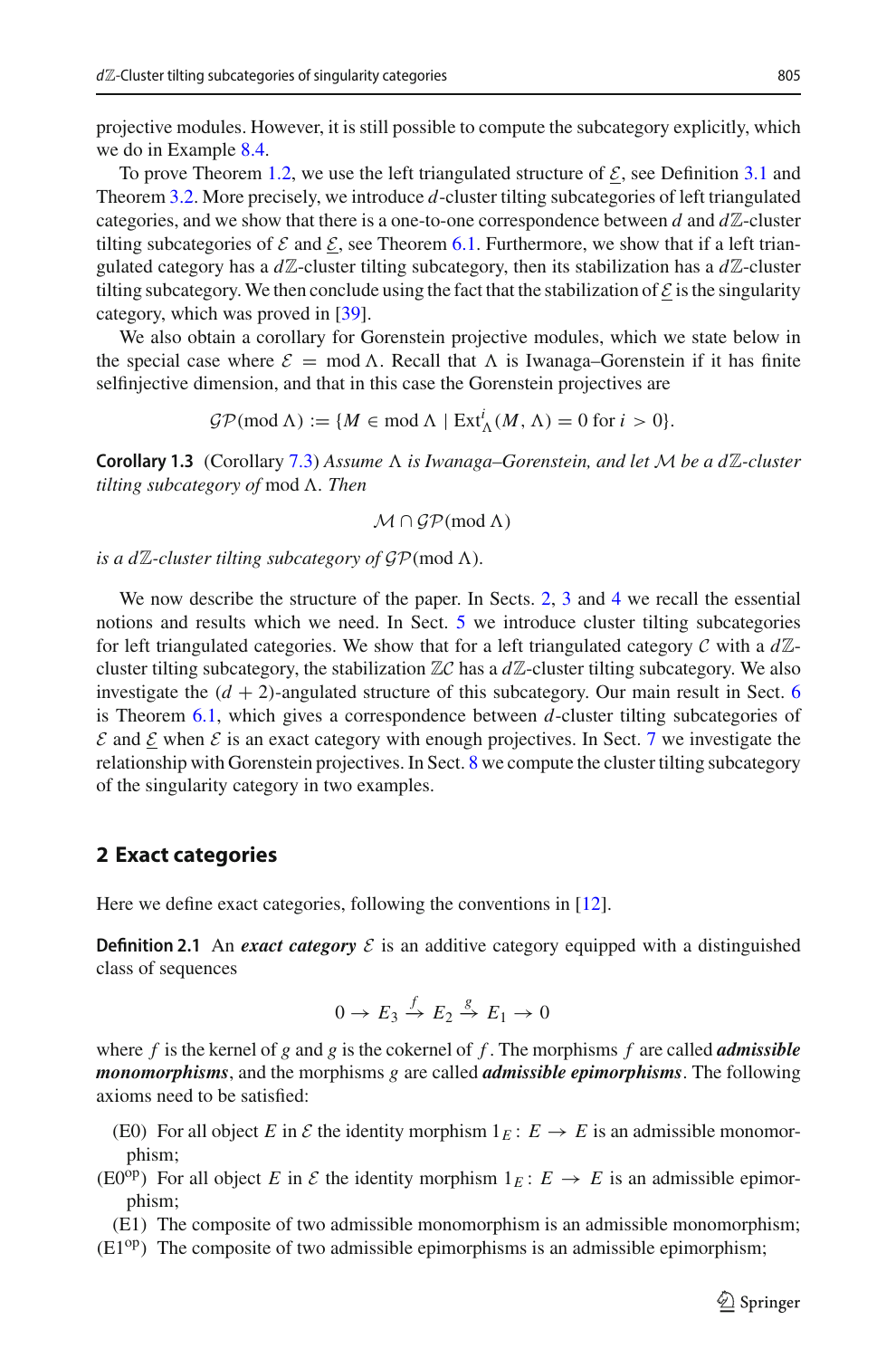projective modules. However, it is still possible to compute the subcategory explicitly, which we do in Example 8.4.

To prove Theorem 1.2, we use the left triangulated structure of $\underline{\mathcal{E}}$, see Definition 3.1 and Theorem 3.2. More precisely, we introduce $d$-cluster tilting subcategories of left triangulated categories, and we show that there is a one-to-one correspondence between $d$ and $d\mathbb{Z}$-cluster tilting subcategories of $\mathcal{E}$ and $\underline{\mathcal{E}}$, see Theorem 6.1. Furthermore, we show that if a left triangulated category has a $d\mathbb{Z}$-cluster tilting subcategory, then its stabilization has a $d\mathbb{Z}$-cluster tilting subcategory. We then conclude using the fact that the stabilization of $\underline{\mathcal{E}}$ is the singularity category, which was proved in [39].

We also obtain a corollary for Gorenstein projective modules, which we state below in the special case where $\mathcal{E} = \operatorname{mod} \Lambda$. Recall that $\Lambda$ is Iwanaga–Gorenstein if it has finite selfinjective dimension, and that in this case the Gorenstein projectives are

$$\mathcal{GP}(\operatorname{mod} \Lambda) := \{M \in \operatorname{mod} \Lambda \mid \operatorname{Ext}^i_\Lambda(M, \Lambda) = 0 \text{ for } i > 0\}.$$

**Corollary 1.3** (Corollary 7.3) *Assume $\Lambda$ is Iwanaga–Gorenstein, and let $\mathcal{M}$ be a $d\mathbb{Z}$-cluster tilting subcategory of* mod $\Lambda$. *Then*

$$\mathcal{M} \cap \mathcal{GP}(\operatorname{mod} \Lambda)$$

*is a $d\mathbb{Z}$-cluster tilting subcategory of $\mathcal{GP}(\operatorname{mod} \Lambda)$.*

We now describe the structure of the paper. In Sects. 2, 3 and 4 we recall the essential notions and results which we need. In Sect. 5 we introduce cluster tilting subcategories for left triangulated categories. We show that for a left triangulated category $\mathcal{C}$ with a $d\mathbb{Z}$-cluster tilting subcategory, the stabilization $\mathbb{Z}\mathcal{C}$ has a $d\mathbb{Z}$-cluster tilting subcategory. We also investigate the $(d+2)$-angulated structure of this subcategory. Our main result in Sect. 6 is Theorem 6.1, which gives a correspondence between $d$-cluster tilting subcategories of $\mathcal{E}$ and $\underline{\mathcal{E}}$ when $\mathcal{E}$ is an exact category with enough projectives. In Sect. 7 we investigate the relationship with Gorenstein projectives. In Sect. 8 we compute the cluster tilting subcategory of the singularity category in two examples.

## 2 Exact categories

Here we define exact categories, following the conventions in [12].

**Definition 2.1** An ***exact category*** $\mathcal{E}$ is an additive category equipped with a distinguished class of sequences

$$0 \to E_3 \xrightarrow{f} E_2 \xrightarrow{g} E_1 \to 0$$

where $f$ is the kernel of $g$ and $g$ is the cokernel of $f$. The morphisms $f$ are called ***admissible monomorphisms***, and the morphisms $g$ are called ***admissible epimorphisms***. The following axioms need to be satisfied:

(E0) For all object $E$ in $\mathcal{E}$ the identity morphism $1_E \colon E \to E$ is an admissible monomorphism;

(E0$^{\text{op}}$) For all object $E$ in $\mathcal{E}$ the identity morphism $1_E \colon E \to E$ is an admissible epimorphism;

(E1) The composite of two admissible monomorphism is an admissible monomorphism;

(E1$^{\text{op}}$) The composite of two admissible epimorphisms is an admissible epimorphism;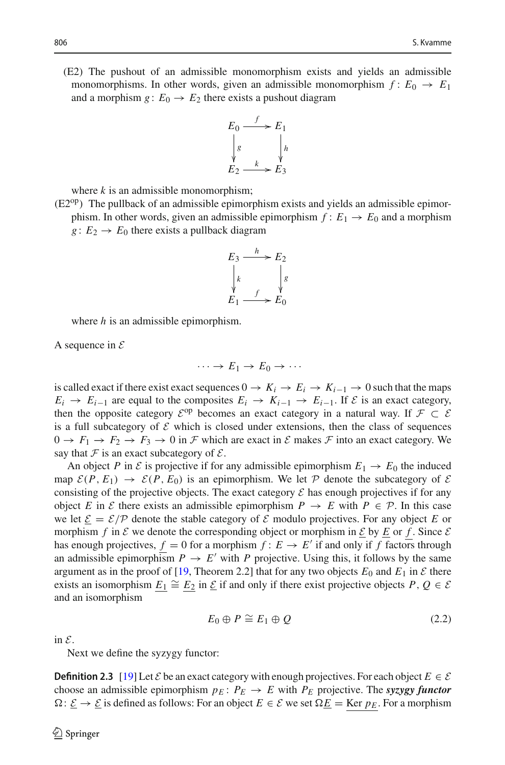(E2) The pushout of an admissible monomorphism exists and yields an admissible monomorphisms. In other words, given an admissible monomorphism $f: E_0 \to E_1$ and a morphism $g: E_0 \to E_2$ there exists a pushout diagram

$$\begin{array}{ccc} E_0 & \xrightarrow{f} & E_1 \\ \downarrow{\scriptstyle g} & & \downarrow{\scriptstyle h} \\ E_2 & \xrightarrow{k} & E_3 \end{array}$$

where $k$ is an admissible monomorphism;

(E2$^{\text{op}}$) The pullback of an admissible epimorphism exists and yields an admissible epimorphism. In other words, given an admissible epimorphism $f: E_1 \to E_0$ and a morphism $g: E_2 \to E_0$ there exists a pullback diagram

$$\begin{array}{ccc} E_3 & \xrightarrow{h} & E_2 \\ \downarrow{\scriptstyle k} & & \downarrow{\scriptstyle g} \\ E_1 & \xrightarrow{f} & E_0 \end{array}$$

where $h$ is an admissible epimorphism.

A sequence in $\mathcal{E}$

$$\cdots \to E_1 \to E_0 \to \cdots$$

is called exact if there exist exact sequences $0 \to K_i \to E_i \to K_{i-1} \to 0$ such that the maps $E_i \to E_{i-1}$ are equal to the composites $E_i \to K_{i-1} \to E_{i-1}$. If $\mathcal{E}$ is an exact category, then the opposite category $\mathcal{E}^{\text{op}}$ becomes an exact category in a natural way. If $\mathcal{F} \subset \mathcal{E}$ is a full subcategory of $\mathcal{E}$ which is closed under extensions, then the class of sequences $0 \to F_1 \to F_2 \to F_3 \to 0$ in $\mathcal{F}$ which are exact in $\mathcal{E}$ makes $\mathcal{F}$ into an exact category. We say that $\mathcal{F}$ is an exact subcategory of $\mathcal{E}$.

An object $P$ in $\mathcal{E}$ is projective if for any admissible epimorphism $E_1 \to E_0$ the induced map $\mathcal{E}(P, E_1) \to \mathcal{E}(P, E_0)$ is an epimorphism. We let $\mathcal{P}$ denote the subcategory of $\mathcal{E}$ consisting of the projective objects. The exact category $\mathcal{E}$ has enough projectives if for any object $E$ in $\mathcal{E}$ there exists an admissible epimorphism $P \to E$ with $P \in \mathcal{P}$. In this case we let $\underline{\mathcal{E}} = \mathcal{E}/\mathcal{P}$ denote the stable category of $\mathcal{E}$ modulo projectives. For any object $E$ or morphism $f$ in $\mathcal{E}$ we denote the corresponding object or morphism in $\underline{\mathcal{E}}$ by $\underline{E}$ or $\underline{f}$. Since $\mathcal{E}$ has enough projectives, $\underline{f} = 0$ for a morphism $f: E \to E'$ if and only if $f$ factors through an admissible epimorphism $P \to E'$ with $P$ projective. Using this, it follows by the same argument as in the proof of [19, Theorem 2.2] that for any two objects $E_0$ and $E_1$ in $\mathcal{E}$ there exists an isomorphism $\underline{E_1} \cong \underline{E_2}$ in $\underline{\mathcal{E}}$ if and only if there exist projective objects $P, Q \in \mathcal{E}$ and an isomorphism

$$E_0 \oplus P \cong E_1 \oplus Q \tag{2.2}$$

in $\mathcal{E}$.

Next we define the syzygy functor:

**Definition 2.3** [19] Let $\mathcal{E}$ be an exact category with enough projectives. For each object $E \in \mathcal{E}$ choose an admissible epimorphism $p_E: P_E \to E$ with $P_E$ projective. The ***syzygy functor*** $\Omega: \underline{\mathcal{E}} \to \underline{\mathcal{E}}$ is defined as follows: For an object $E \in \mathcal{E}$ we set $\Omega\underline{E} = \underline{\text{Ker}\, p_E}$. For a morphism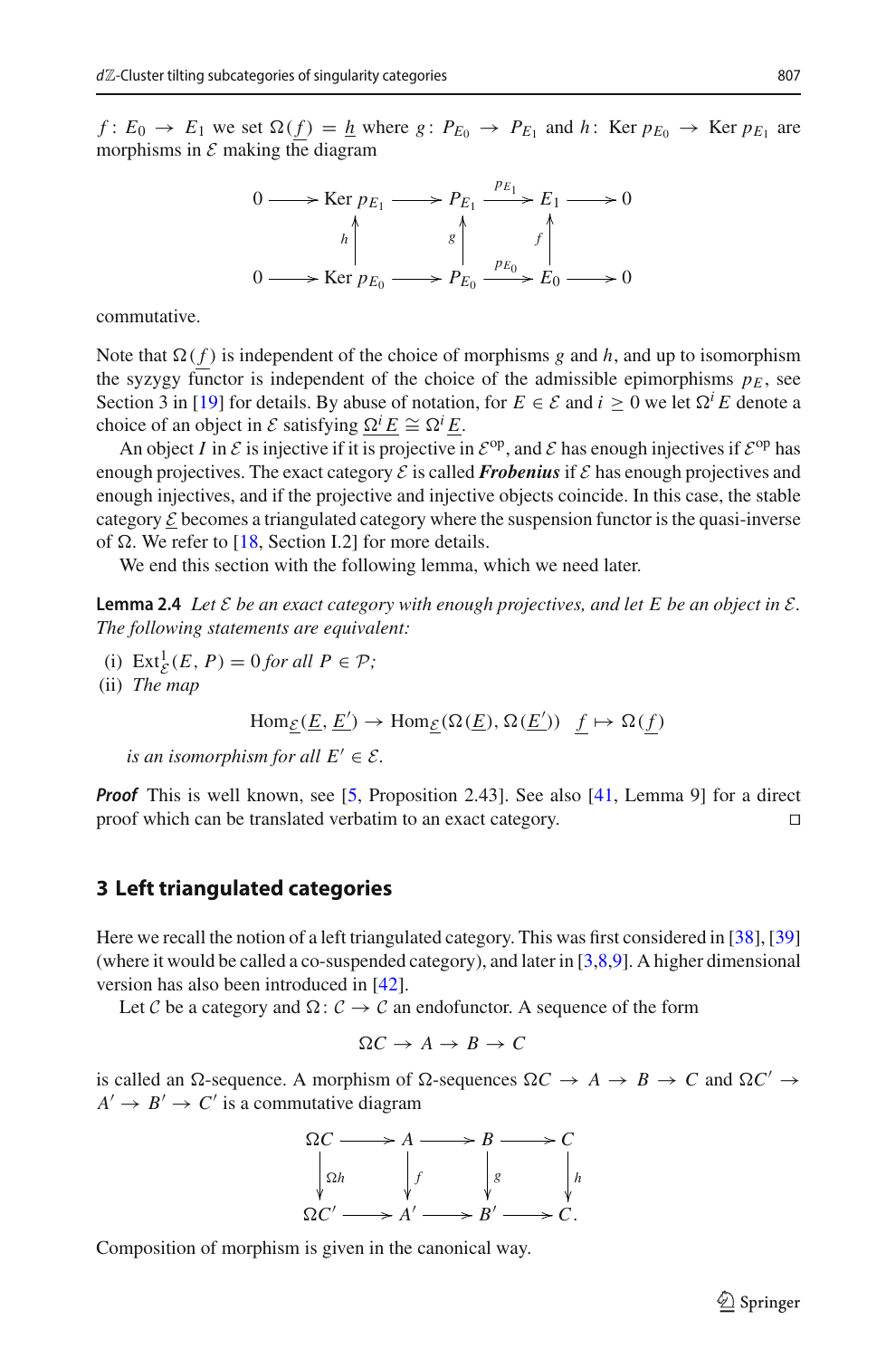$f\colon E_0 \to E_1$ we set $\Omega(\underline{f}) = \underline{h}$ where $g\colon P_{E_0} \to P_{E_1}$ and $h\colon \operatorname{Ker} p_{E_0} \to \operatorname{Ker} p_{E_1}$ are morphisms in $\mathcal{E}$ making the diagram

$$\begin{array}{ccccccccc}
0 & \longrightarrow & \operatorname{Ker} p_{E_1} & \longrightarrow & P_{E_1} & \xrightarrow{p_{E_1}} & E_1 & \longrightarrow & 0 \\
 & & \uparrow h & & \uparrow g & & \uparrow f & & \\
0 & \longrightarrow & \operatorname{Ker} p_{E_0} & \longrightarrow & P_{E_0} & \xrightarrow{p_{E_0}} & E_0 & \longrightarrow & 0
\end{array}$$

commutative.

Note that $\Omega(\underline{f})$ is independent of the choice of morphisms $g$ and $h$, and up to isomorphism the syzygy functor is independent of the choice of the admissible epimorphisms $p_E$, see Section 3 in [19] for details. By abuse of notation, for $E \in \mathcal{E}$ and $i \geq 0$ we let $\Omega^i E$ denote a choice of an object in $\mathcal{E}$ satisfying $\underline{\Omega^i E} \cong \Omega^i \underline{E}$.

An object $I$ in $\mathcal{E}$ is injective if it is projective in $\mathcal{E}^{\mathrm{op}}$, and $\mathcal{E}$ has enough injectives if $\mathcal{E}^{\mathrm{op}}$ has enough projectives. The exact category $\mathcal{E}$ is called ***Frobenius*** if $\mathcal{E}$ has enough projectives and enough injectives, and if the projective and injective objects coincide. In this case, the stable category $\underline{\mathcal{E}}$ becomes a triangulated category where the suspension functor is the quasi-inverse of $\Omega$. We refer to [18, Section I.2] for more details.

We end this section with the following lemma, which we need later.

**Lemma 2.4** *Let $\mathcal{E}$ be an exact category with enough projectives, and let $E$ be an object in $\mathcal{E}$. The following statements are equivalent:*

(i) $\operatorname{Ext}^1_{\mathcal{E}}(E, P) = 0$ *for all* $P \in \mathcal{P}$;

(ii) *The map*

$$\operatorname{Hom}_{\underline{\mathcal{E}}}(\underline{E}, \underline{E}') \to \operatorname{Hom}_{\underline{\mathcal{E}}}(\Omega(\underline{E}), \Omega(\underline{E}')) \quad \underline{f} \mapsto \Omega(\underline{f})$$

*is an isomorphism for all* $E' \in \mathcal{E}$.

***Proof*** This is well known, see [5, Proposition 2.43]. See also [41, Lemma 9] for a direct proof which can be translated verbatim to an exact category. □

## 3 Left triangulated categories

Here we recall the notion of a left triangulated category. This was first considered in [38], [39] (where it would be called a co-suspended category), and later in [3,8,9]. A higher dimensional version has also been introduced in [42].

Let $\mathcal{C}$ be a category and $\Omega\colon \mathcal{C} \to \mathcal{C}$ an endofunctor. A sequence of the form

$$\Omega C \to A \to B \to C$$

is called an $\Omega$-sequence. A morphism of $\Omega$-sequences $\Omega C \to A \to B \to C$ and $\Omega C' \to A' \to B' \to C'$ is a commutative diagram

$$\begin{array}{ccccccc}
\Omega C & \longrightarrow & A & \longrightarrow & B & \longrightarrow & C \\
\downarrow \Omega h & & \downarrow f & & \downarrow g & & \downarrow h \\
\Omega C' & \longrightarrow & A' & \longrightarrow & B' & \longrightarrow & C'.
\end{array}$$

Composition of morphism is given in the canonical way.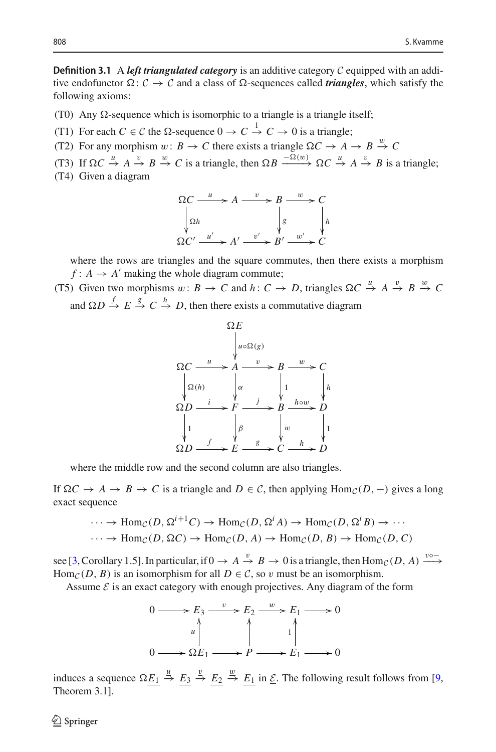**Definition 3.1** A ***left triangulated category*** is an additive category $\mathcal{C}$ equipped with an additive endofunctor $\Omega\colon \mathcal{C} \to \mathcal{C}$ and a class of $\Omega$-sequences called ***triangles***, which satisfy the following axioms:

- (T0) Any $\Omega$-sequence which is isomorphic to a triangle is a triangle itself;
- (T1) For each $C \in \mathcal{C}$ the $\Omega$-sequence $0 \to C \xrightarrow{1} C \to 0$ is a triangle;
- (T2) For any morphism $w\colon B \to C$ there exists a triangle $\Omega C \to A \to B \xrightarrow{w} C$
- (T3) If $\Omega C \xrightarrow{u} A \xrightarrow{v} B \xrightarrow{w} C$ is a triangle, then $\Omega B \xrightarrow{-\Omega(w)} \Omega C \xrightarrow{u} A \xrightarrow{v} B$ is a triangle;
- (T4) Given a diagram

$$
\begin{array}{ccccccc}
\Omega C & \xrightarrow{u} & A & \xrightarrow{v} & B & \xrightarrow{w} & C \\
\downarrow{\scriptstyle \Omega h} & & & & \downarrow{\scriptstyle g} & & \downarrow{\scriptstyle h} \\
\Omega C' & \xrightarrow{u'} & A' & \xrightarrow{v'} & B' & \xrightarrow{w'} & C
\end{array}
$$

  where the rows are triangles and the square commutes, then there exists a morphism $f\colon A \to A'$ making the whole diagram commute;
- (T5) Given two morphisms $w\colon B \to C$ and $h\colon C \to D$, triangles $\Omega C \xrightarrow{u} A \xrightarrow{v} B \xrightarrow{w} C$ and $\Omega D \xrightarrow{f} E \xrightarrow{g} C \xrightarrow{h} D$, then there exists a commutative diagram

$$
\begin{array}{ccccccc}
 & & \Omega E & & & & \\
 & & \downarrow{\scriptstyle u\circ\Omega(g)} & & & & \\
\Omega C & \xrightarrow{u} & A & \xrightarrow{v} & B & \xrightarrow{w} & C \\
\downarrow{\scriptstyle \Omega(h)} & & \downarrow{\scriptstyle \alpha} & & \downarrow{\scriptstyle 1} & & \downarrow{\scriptstyle h} \\
\Omega D & \xrightarrow{i} & F & \xrightarrow{j} & B & \xrightarrow{h\circ w} & D \\
\downarrow{\scriptstyle 1} & & \downarrow{\scriptstyle \beta} & & \downarrow{\scriptstyle w} & & \downarrow{\scriptstyle 1} \\
\Omega D & \xrightarrow{f} & E & \xrightarrow{g} & C & \xrightarrow{h} & D
\end{array}
$$

  where the middle row and the second column are also triangles.

If $\Omega C \to A \to B \to C$ is a triangle and $D \in \mathcal{C}$, then applying $\operatorname{Hom}_{\mathcal{C}}(D, -)$ gives a long exact sequence

$$
\begin{aligned}
&\cdots \to \operatorname{Hom}_{\mathcal{C}}(D, \Omega^{i+1}C) \to \operatorname{Hom}_{\mathcal{C}}(D, \Omega^{i}A) \to \operatorname{Hom}_{\mathcal{C}}(D, \Omega^{i}B) \to \cdots \\
&\cdots \to \operatorname{Hom}_{\mathcal{C}}(D, \Omega C) \to \operatorname{Hom}_{\mathcal{C}}(D, A) \to \operatorname{Hom}_{\mathcal{C}}(D, B) \to \operatorname{Hom}_{\mathcal{C}}(D, C)
\end{aligned}
$$

see [3, Corollary 1.5]. In particular, if $0 \to A \xrightarrow{v} B \to 0$ is a triangle, then $\operatorname{Hom}_{\mathcal{C}}(D, A) \xrightarrow{v\circ -} \operatorname{Hom}_{\mathcal{C}}(D, B)$ is an isomorphism for all $D \in \mathcal{C}$, so $v$ must be an isomorphism.

Assume $\mathcal{E}$ is an exact category with enough projectives. Any diagram of the form

$$
\begin{array}{ccccccccc}
0 & \longrightarrow & E_3 & \xrightarrow{v} & E_2 & \xrightarrow{w} & E_1 & \longrightarrow & 0 \\
 & & \uparrow{\scriptstyle u} & & \uparrow & & \uparrow{\scriptstyle 1} & & \\
0 & \longrightarrow & \Omega E_1 & \longrightarrow & P & \longrightarrow & E_1 & \longrightarrow & 0
\end{array}
$$

induces a sequence $\Omega \underline{E_1} \xrightarrow{\underline{u}} \underline{E_3} \xrightarrow{\underline{v}} \underline{E_2} \xrightarrow{\underline{w}} \underline{E_1}$ in $\underline{\mathcal{E}}$. The following result follows from [9, Theorem 3.1].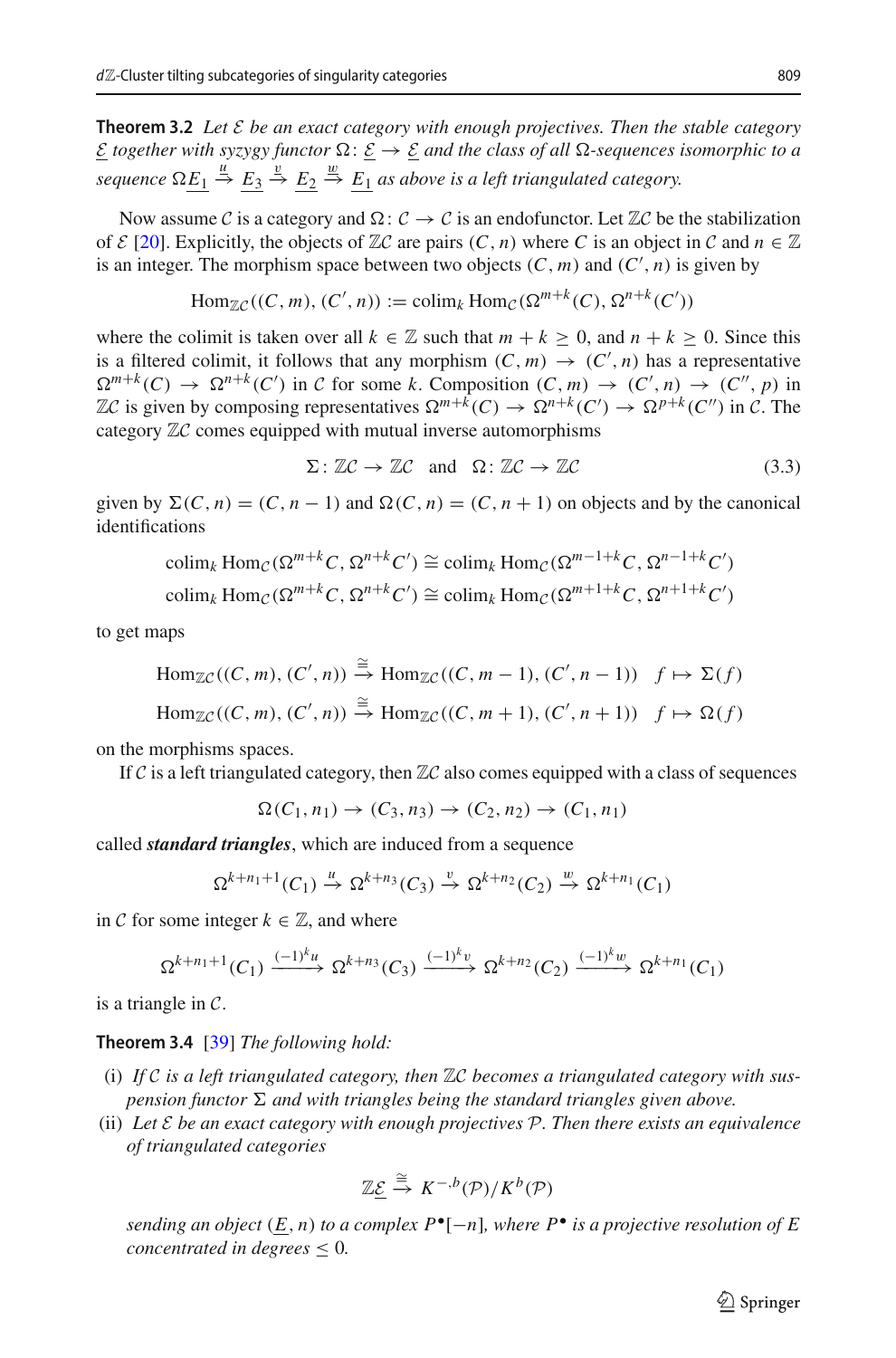**Theorem 3.2** *Let $\mathcal{E}$ be an exact category with enough projectives. Then the stable category $\underline{\mathcal{E}}$ together with syzygy functor $\Omega\colon \underline{\mathcal{E}} \to \underline{\mathcal{E}}$ and the class of all $\Omega$-sequences isomorphic to a sequence $\Omega \underline{E_1} \xrightarrow{\underline{u}} \underline{E_3} \xrightarrow{\underline{v}} \underline{E_2} \xrightarrow{\underline{w}} \underline{E_1}$ as above is a left triangulated category.*

Now assume $\mathcal{C}$ is a category and $\Omega\colon \mathcal{C} \to \mathcal{C}$ is an endofunctor. Let $\mathbb{Z}\mathcal{C}$ be the stabilization of $\mathcal{E}$ [20]. Explicitly, the objects of $\mathbb{Z}\mathcal{C}$ are pairs $(C, n)$ where $C$ is an object in $\mathcal{C}$ and $n \in \mathbb{Z}$ is an integer. The morphism space between two objects $(C, m)$ and $(C', n)$ is given by

$$\operatorname{Hom}_{\mathbb{Z}\mathcal{C}}((C, m), (C', n)) := \operatorname{colim}_k \operatorname{Hom}_{\mathcal{C}}(\Omega^{m+k}(C), \Omega^{n+k}(C'))$$

where the colimit is taken over all $k \in \mathbb{Z}$ such that $m + k \geq 0$, and $n + k \geq 0$. Since this is a filtered colimit, it follows that any morphism $(C, m) \to (C', n)$ has a representative $\Omega^{m+k}(C) \to \Omega^{n+k}(C')$ in $\mathcal{C}$ for some $k$. Composition $(C, m) \to (C', n) \to (C'', p)$ in $\mathbb{Z}\mathcal{C}$ is given by composing representatives $\Omega^{m+k}(C) \to \Omega^{n+k}(C') \to \Omega^{p+k}(C'')$ in $\mathcal{C}$. The category $\mathbb{Z}\mathcal{C}$ comes equipped with mutual inverse automorphisms

$$\Sigma\colon \mathbb{Z}\mathcal{C} \to \mathbb{Z}\mathcal{C} \quad \text{and} \quad \Omega\colon \mathbb{Z}\mathcal{C} \to \mathbb{Z}\mathcal{C} \tag{3.3}$$

given by $\Sigma(C, n) = (C, n-1)$ and $\Omega(C, n) = (C, n+1)$ on objects and by the canonical identifications

$$\operatorname{colim}_k \operatorname{Hom}_{\mathcal{C}}(\Omega^{m+k}C, \Omega^{n+k}C') \cong \operatorname{colim}_k \operatorname{Hom}_{\mathcal{C}}(\Omega^{m-1+k}C, \Omega^{n-1+k}C')$$
$$\operatorname{colim}_k \operatorname{Hom}_{\mathcal{C}}(\Omega^{m+k}C, \Omega^{n+k}C') \cong \operatorname{colim}_k \operatorname{Hom}_{\mathcal{C}}(\Omega^{m+1+k}C, \Omega^{n+1+k}C')$$

to get maps

$$\operatorname{Hom}_{\mathbb{Z}\mathcal{C}}((C, m), (C', n)) \xrightarrow{\cong} \operatorname{Hom}_{\mathbb{Z}\mathcal{C}}((C, m-1), (C', n-1)) \quad f \mapsto \Sigma(f)$$
$$\operatorname{Hom}_{\mathbb{Z}\mathcal{C}}((C, m), (C', n)) \xrightarrow{\cong} \operatorname{Hom}_{\mathbb{Z}\mathcal{C}}((C, m+1), (C', n+1)) \quad f \mapsto \Omega(f)$$

on the morphisms spaces.

If $\mathcal{C}$ is a left triangulated category, then $\mathbb{Z}\mathcal{C}$ also comes equipped with a class of sequences

$$\Omega(C_1, n_1) \to (C_3, n_3) \to (C_2, n_2) \to (C_1, n_1)$$

called ***standard triangles***, which are induced from a sequence

$$\Omega^{k+n_1+1}(C_1) \xrightarrow{u} \Omega^{k+n_3}(C_3) \xrightarrow{v} \Omega^{k+n_2}(C_2) \xrightarrow{w} \Omega^{k+n_1}(C_1)$$

in $\mathcal{C}$ for some integer $k \in \mathbb{Z}$, and where

$$\Omega^{k+n_1+1}(C_1) \xrightarrow{(-1)^k u} \Omega^{k+n_3}(C_3) \xrightarrow{(-1)^k v} \Omega^{k+n_2}(C_2) \xrightarrow{(-1)^k w} \Omega^{k+n_1}(C_1)$$

is a triangle in $\mathcal{C}$.

**Theorem 3.4** [39] *The following hold:*

(i) *If $\mathcal{C}$ is a left triangulated category, then $\mathbb{Z}\mathcal{C}$ becomes a triangulated category with suspension functor $\Sigma$ and with triangles being the standard triangles given above.*

(ii) *Let $\mathcal{E}$ be an exact category with enough projectives $\mathcal{P}$. Then there exists an equivalence of triangulated categories*

$$\mathbb{Z}\underline{\mathcal{E}} \xrightarrow{\cong} K^{-,b}(\mathcal{P})/K^b(\mathcal{P})$$

*sending an object $(\underline{E}, n)$ to a complex $P^\bullet[-n]$, where $P^\bullet$ is a projective resolution of $E$ concentrated in degrees $\leq 0$.*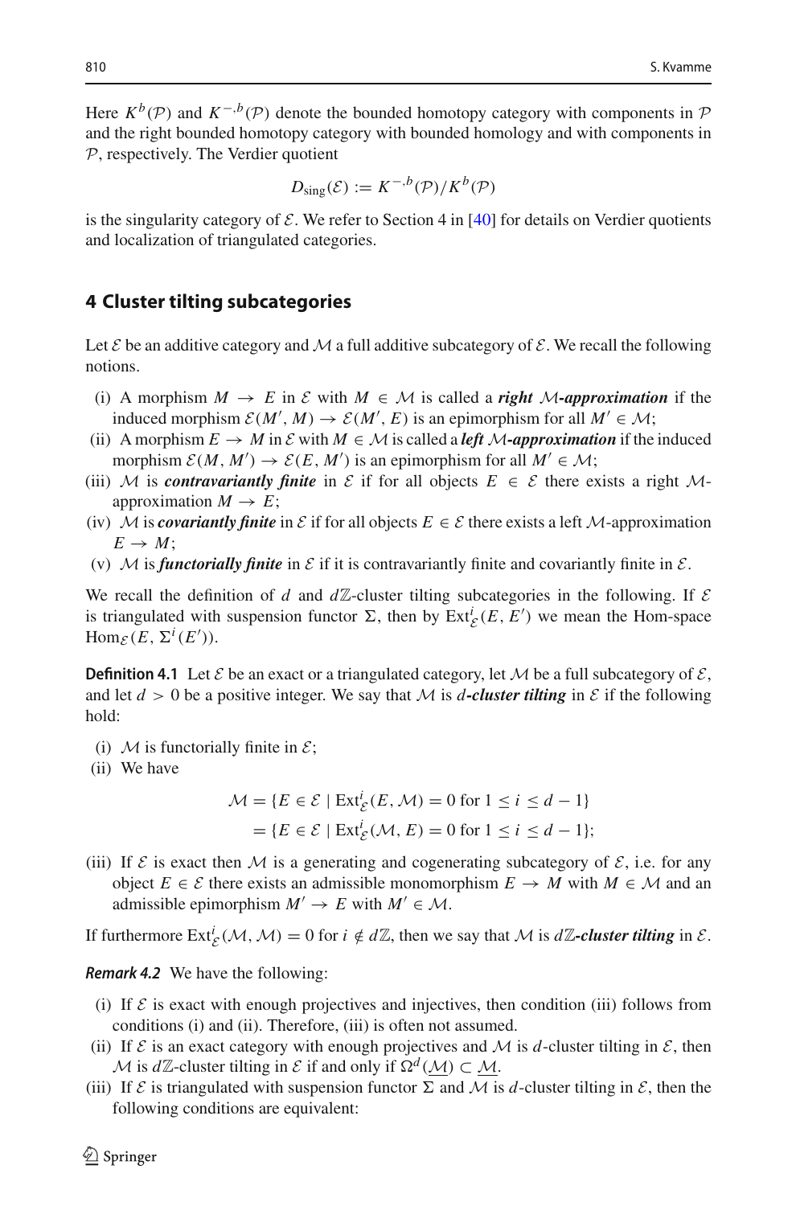Here $K^b(\mathcal{P})$ and $K^{-,b}(\mathcal{P})$ denote the bounded homotopy category with components in $\mathcal{P}$ and the right bounded homotopy category with bounded homology and with components in $\mathcal{P}$, respectively. The Verdier quotient

$$D_{\text{sing}}(\mathcal{E}) := K^{-,b}(\mathcal{P})/K^b(\mathcal{P})$$

is the singularity category of $\mathcal{E}$. We refer to Section 4 in [40] for details on Verdier quotients and localization of triangulated categories.

## 4 Cluster tilting subcategories

Let $\mathcal{E}$ be an additive category and $\mathcal{M}$ a full additive subcategory of $\mathcal{E}$. We recall the following notions.

(i) A morphism $M \to E$ in $\mathcal{E}$ with $M \in \mathcal{M}$ is called a ***right*** $\mathcal{M}$***-approximation*** if the induced morphism $\mathcal{E}(M', M) \to \mathcal{E}(M', E)$ is an epimorphism for all $M' \in \mathcal{M}$;

(ii) A morphism $E \to M$ in $\mathcal{E}$ with $M \in \mathcal{M}$ is called a ***left*** $\mathcal{M}$***-approximation*** if the induced morphism $\mathcal{E}(M, M') \to \mathcal{E}(E, M')$ is an epimorphism for all $M' \in \mathcal{M}$;

(iii) $\mathcal{M}$ is ***contravariantly finite*** in $\mathcal{E}$ if for all objects $E \in \mathcal{E}$ there exists a right $\mathcal{M}$-approximation $M \to E$;

(iv) $\mathcal{M}$ is ***covariantly finite*** in $\mathcal{E}$ if for all objects $E \in \mathcal{E}$ there exists a left $\mathcal{M}$-approximation $E \to M$;

(v) $\mathcal{M}$ is ***functorially finite*** in $\mathcal{E}$ if it is contravariantly finite and covariantly finite in $\mathcal{E}$.

We recall the definition of $d$ and $d\mathbb{Z}$-cluster tilting subcategories in the following. If $\mathcal{E}$ is triangulated with suspension functor $\Sigma$, then by $\operatorname{Ext}^i_{\mathcal{E}}(E, E')$ we mean the Hom-space $\operatorname{Hom}_{\mathcal{E}}(E, \Sigma^i(E'))$.

**Definition 4.1** Let $\mathcal{E}$ be an exact or a triangulated category, let $\mathcal{M}$ be a full subcategory of $\mathcal{E}$, and let $d > 0$ be a positive integer. We say that $\mathcal{M}$ is ***$d$-cluster tilting*** in $\mathcal{E}$ if the following hold:

(i) $\mathcal{M}$ is functorially finite in $\mathcal{E}$;

(ii) We have

$$\begin{aligned}\mathcal{M} &= \{E \in \mathcal{E} \mid \operatorname{Ext}^i_{\mathcal{E}}(E, \mathcal{M}) = 0 \text{ for } 1 \leq i \leq d-1\} \\ &= \{E \in \mathcal{E} \mid \operatorname{Ext}^i_{\mathcal{E}}(\mathcal{M}, E) = 0 \text{ for } 1 \leq i \leq d-1\};\end{aligned}$$

(iii) If $\mathcal{E}$ is exact then $\mathcal{M}$ is a generating and cogenerating subcategory of $\mathcal{E}$, i.e. for any object $E \in \mathcal{E}$ there exists an admissible monomorphism $E \to M$ with $M \in \mathcal{M}$ and an admissible epimorphism $M' \to E$ with $M' \in \mathcal{M}$.

If furthermore $\operatorname{Ext}^i_{\mathcal{E}}(\mathcal{M}, \mathcal{M}) = 0$ for $i \notin d\mathbb{Z}$, then we say that $\mathcal{M}$ is ***$d\mathbb{Z}$-cluster tilting*** in $\mathcal{E}$.

***Remark 4.2*** We have the following:

(i) If $\mathcal{E}$ is exact with enough projectives and injectives, then condition (iii) follows from conditions (i) and (ii). Therefore, (iii) is often not assumed.

(ii) If $\mathcal{E}$ is an exact category with enough projectives and $\mathcal{M}$ is $d$-cluster tilting in $\mathcal{E}$, then $\mathcal{M}$ is $d\mathbb{Z}$-cluster tilting in $\mathcal{E}$ if and only if $\Omega^d(\underline{\mathcal{M}}) \subset \underline{\mathcal{M}}$.

(iii) If $\mathcal{E}$ is triangulated with suspension functor $\Sigma$ and $\mathcal{M}$ is $d$-cluster tilting in $\mathcal{E}$, then the following conditions are equivalent: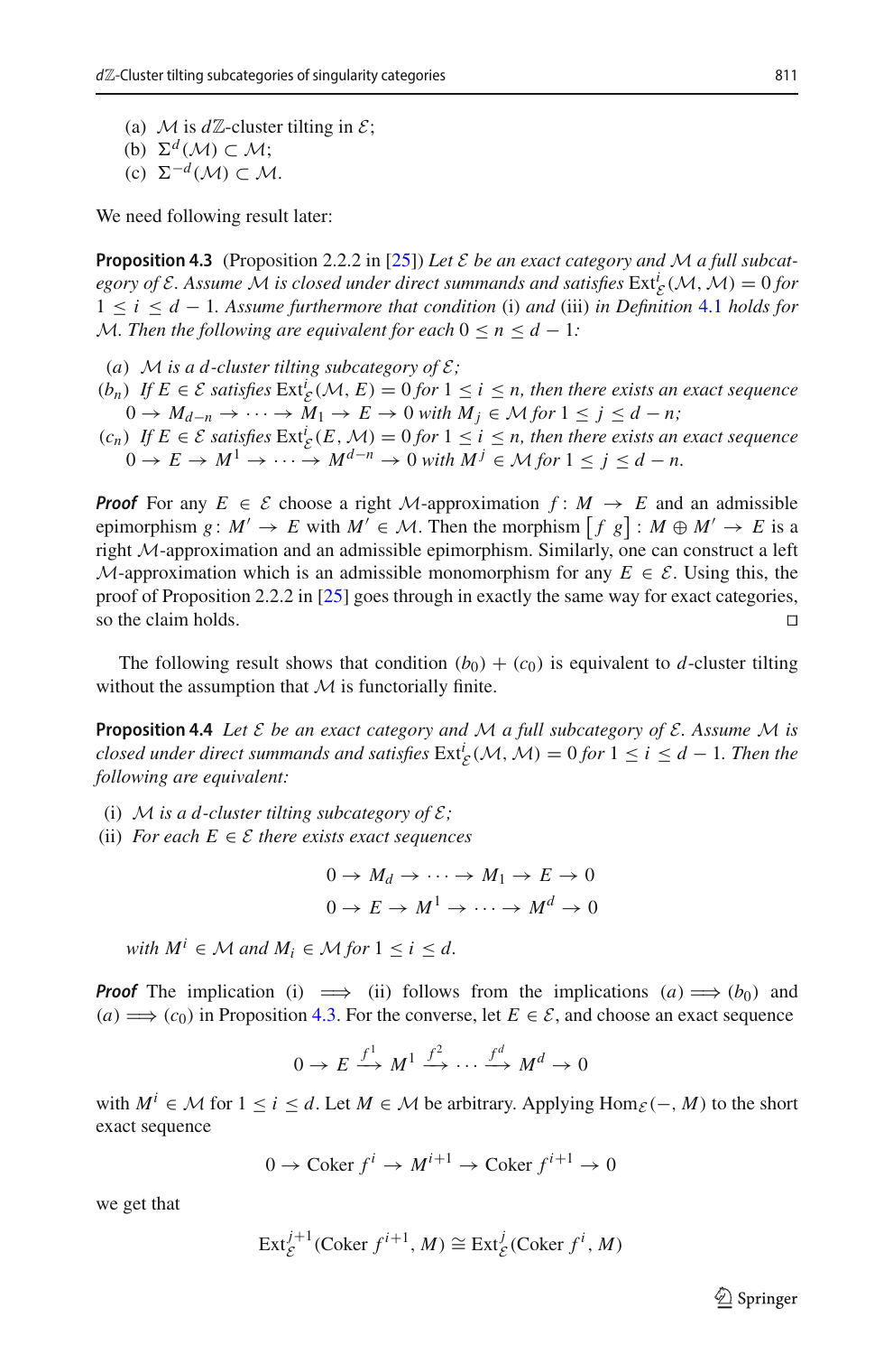(a) $\mathcal{M}$ is $d\mathbb{Z}$-cluster tilting in $\mathcal{E}$;
(b) $\Sigma^d(\mathcal{M}) \subset \mathcal{M}$;
(c) $\Sigma^{-d}(\mathcal{M}) \subset \mathcal{M}$.

We need following result later:

**Proposition 4.3** (Proposition 2.2.2 in [25]) *Let $\mathcal{E}$ be an exact category and $\mathcal{M}$ a full subcategory of $\mathcal{E}$. Assume $\mathcal{M}$ is closed under direct summands and satisfies $\operatorname{Ext}^i_{\mathcal{E}}(\mathcal{M}, \mathcal{M}) = 0$ for $1 \leq i \leq d-1$. Assume furthermore that condition* (i) *and* (iii) *in Definition 4.1 holds for $\mathcal{M}$. Then the following are equivalent for each $0 \leq n \leq d-1$:*

($a$) *$\mathcal{M}$ is a $d$-cluster tilting subcategory of $\mathcal{E}$;*
($b_n$) *If $E \in \mathcal{E}$ satisfies $\operatorname{Ext}^i_{\mathcal{E}}(\mathcal{M}, E) = 0$ for $1 \leq i \leq n$, then there exists an exact sequence $0 \to M_{d-n} \to \cdots \to M_1 \to E \to 0$ with $M_j \in \mathcal{M}$ for $1 \leq j \leq d-n$;*
($c_n$) *If $E \in \mathcal{E}$ satisfies $\operatorname{Ext}^i_{\mathcal{E}}(E, \mathcal{M}) = 0$ for $1 \leq i \leq n$, then there exists an exact sequence $0 \to E \to M^1 \to \cdots \to M^{d-n} \to 0$ with $M^j \in \mathcal{M}$ for $1 \leq j \leq d-n$.*

***Proof*** For any $E \in \mathcal{E}$ choose a right $\mathcal{M}$-approximation $f\colon M \to E$ and an admissible epimorphism $g\colon M' \to E$ with $M' \in \mathcal{M}$. Then the morphism $\begin{bmatrix} f & g \end{bmatrix}\colon M \oplus M' \to E$ is a right $\mathcal{M}$-approximation and an admissible epimorphism. Similarly, one can construct a left $\mathcal{M}$-approximation which is an admissible monomorphism for any $E \in \mathcal{E}$. Using this, the proof of Proposition 2.2.2 in [25] goes through in exactly the same way for exact categories, so the claim holds. □

The following result shows that condition $(b_0) + (c_0)$ is equivalent to $d$-cluster tilting without the assumption that $\mathcal{M}$ is functorially finite.

**Proposition 4.4** *Let $\mathcal{E}$ be an exact category and $\mathcal{M}$ a full subcategory of $\mathcal{E}$. Assume $\mathcal{M}$ is closed under direct summands and satisfies $\operatorname{Ext}^i_{\mathcal{E}}(\mathcal{M}, \mathcal{M}) = 0$ for $1 \leq i \leq d-1$. Then the following are equivalent:*

(i) *$\mathcal{M}$ is a $d$-cluster tilting subcategory of $\mathcal{E}$;*
(ii) *For each $E \in \mathcal{E}$ there exists exact sequences*

$$0 \to M_d \to \cdots \to M_1 \to E \to 0$$
$$0 \to E \to M^1 \to \cdots \to M^d \to 0$$

*with $M^i \in \mathcal{M}$ and $M_i \in \mathcal{M}$ for $1 \leq i \leq d$.*

***Proof*** The implication (i) $\Longrightarrow$ (ii) follows from the implications $(a) \Longrightarrow (b_0)$ and $(a) \Longrightarrow (c_0)$ in Proposition 4.3. For the converse, let $E \in \mathcal{E}$, and choose an exact sequence

$$0 \to E \xrightarrow{f^1} M^1 \xrightarrow{f^2} \cdots \xrightarrow{f^d} M^d \to 0$$

with $M^i \in \mathcal{M}$ for $1 \leq i \leq d$. Let $M \in \mathcal{M}$ be arbitrary. Applying $\operatorname{Hom}_{\mathcal{E}}(-, M)$ to the short exact sequence

$$0 \to \operatorname{Coker} f^i \to M^{i+1} \to \operatorname{Coker} f^{i+1} \to 0$$

we get that

$$\operatorname{Ext}^{j+1}_{\mathcal{E}}(\operatorname{Coker} f^{i+1}, M) \cong \operatorname{Ext}^j_{\mathcal{E}}(\operatorname{Coker} f^i, M)$$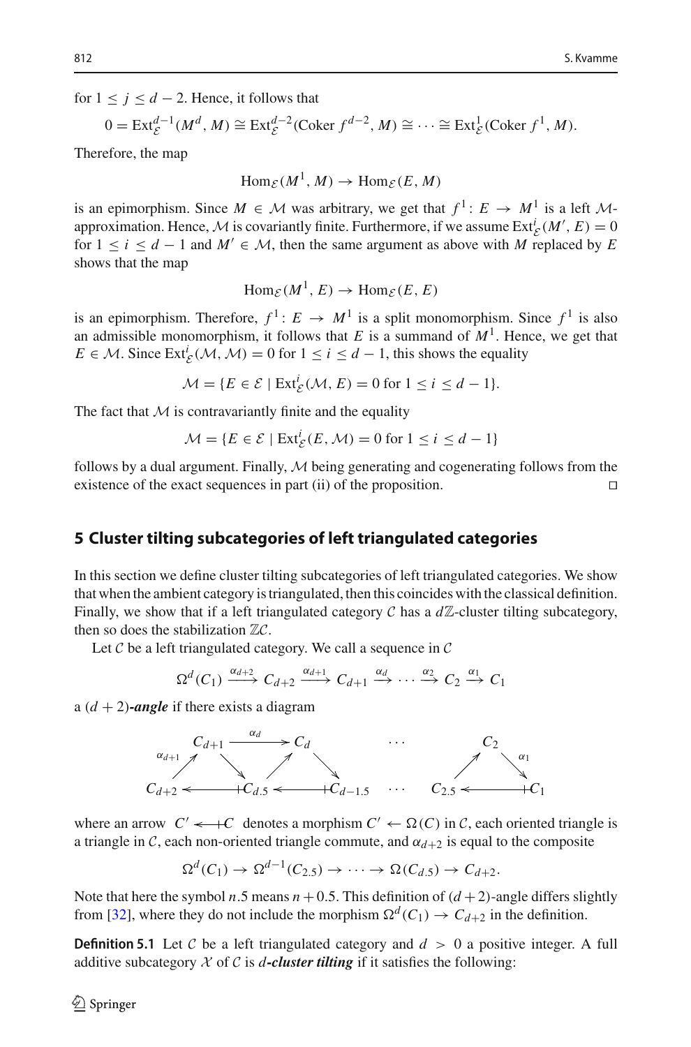for $1 \leq j \leq d-2$. Hence, it follows that

$$0 = \operatorname{Ext}^{d-1}_{\mathcal{E}}(M^d, M) \cong \operatorname{Ext}^{d-2}_{\mathcal{E}}(\operatorname{Coker} f^{d-2}, M) \cong \cdots \cong \operatorname{Ext}^{1}_{\mathcal{E}}(\operatorname{Coker} f^{1}, M).$$

Therefore, the map

$$\operatorname{Hom}_{\mathcal{E}}(M^1, M) \to \operatorname{Hom}_{\mathcal{E}}(E, M)$$

is an epimorphism. Since $M \in \mathcal{M}$ was arbitrary, we get that $f^1 \colon E \to M^1$ is a left $\mathcal{M}$-approximation. Hence, $\mathcal{M}$ is covariantly finite. Furthermore, if we assume $\operatorname{Ext}^i_{\mathcal{E}}(M', E) = 0$ for $1 \leq i \leq d-1$ and $M' \in \mathcal{M}$, then the same argument as above with $M$ replaced by $E$ shows that the map

$$\operatorname{Hom}_{\mathcal{E}}(M^1, E) \to \operatorname{Hom}_{\mathcal{E}}(E, E)$$

is an epimorphism. Therefore, $f^1 \colon E \to M^1$ is a split monomorphism. Since $f^1$ is also an admissible monomorphism, it follows that $E$ is a summand of $M^1$. Hence, we get that $E \in \mathcal{M}$. Since $\operatorname{Ext}^i_{\mathcal{E}}(\mathcal{M}, \mathcal{M}) = 0$ for $1 \leq i \leq d-1$, this shows the equality

$$\mathcal{M} = \{E \in \mathcal{E} \mid \operatorname{Ext}^i_{\mathcal{E}}(\mathcal{M}, E) = 0 \text{ for } 1 \leq i \leq d-1\}.$$

The fact that $\mathcal{M}$ is contravariantly finite and the equality

$$\mathcal{M} = \{E \in \mathcal{E} \mid \operatorname{Ext}^i_{\mathcal{E}}(E, \mathcal{M}) = 0 \text{ for } 1 \leq i \leq d-1\}$$

follows by a dual argument. Finally, $\mathcal{M}$ being generating and cogenerating follows from the existence of the exact sequences in part (ii) of the proposition. □

## 5 Cluster tilting subcategories of left triangulated categories

In this section we define cluster tilting subcategories of left triangulated categories. We show that when the ambient category is triangulated, then this coincides with the classical definition. Finally, we show that if a left triangulated category $\mathcal{C}$ has a $d\mathbb{Z}$-cluster tilting subcategory, then so does the stabilization $\mathbb{Z}\mathcal{C}$.

Let $\mathcal{C}$ be a left triangulated category. We call a sequence in $\mathcal{C}$

$$\Omega^d(C_1) \xrightarrow{\alpha_{d+2}} C_{d+2} \xrightarrow{\alpha_{d+1}} C_{d+1} \xrightarrow{\alpha_d} \cdots \xrightarrow{\alpha_2} C_2 \xrightarrow{\alpha_1} C_1$$

a $(d+2)$***-angle*** if there exists a diagram

$$\begin{array}{ccccccccc}
 & C_{d+1} & \xrightarrow{\alpha_d} & C_d & & \cdots & & C_2 & \\
{\scriptstyle\alpha_{d+1}}\nearrow & & \searrow\quad\nearrow & & \searrow & & \nearrow & & \searrow{\scriptstyle\alpha_1} \\
C_{d+2} & \longleftarrow\!\!\!+ & C_{d.5} & \longleftarrow\!\!\!+ & C_{d-1.5} & \cdots & C_{2.5} & \longleftarrow\!\!\!+ & C_1
\end{array}$$

where an arrow $C' \longleftarrow\!\!\!+ C$ denotes a morphism $C' \leftarrow \Omega(C)$ in $\mathcal{C}$, each oriented triangle is a triangle in $\mathcal{C}$, each non-oriented triangle commute, and $\alpha_{d+2}$ is equal to the composite

$$\Omega^d(C_1) \to \Omega^{d-1}(C_{2.5}) \to \cdots \to \Omega(C_{d.5}) \to C_{d+2}.$$

Note that here the symbol $n.5$ means $n+0.5$. This definition of $(d+2)$-angle differs slightly from [32], where they do not include the morphism $\Omega^d(C_1) \to C_{d+2}$ in the definition.

**Definition 5.1** Let $\mathcal{C}$ be a left triangulated category and $d > 0$ a positive integer. A full additive subcategory $\mathcal{X}$ of $\mathcal{C}$ is ***d-cluster tilting*** if it satisfies the following: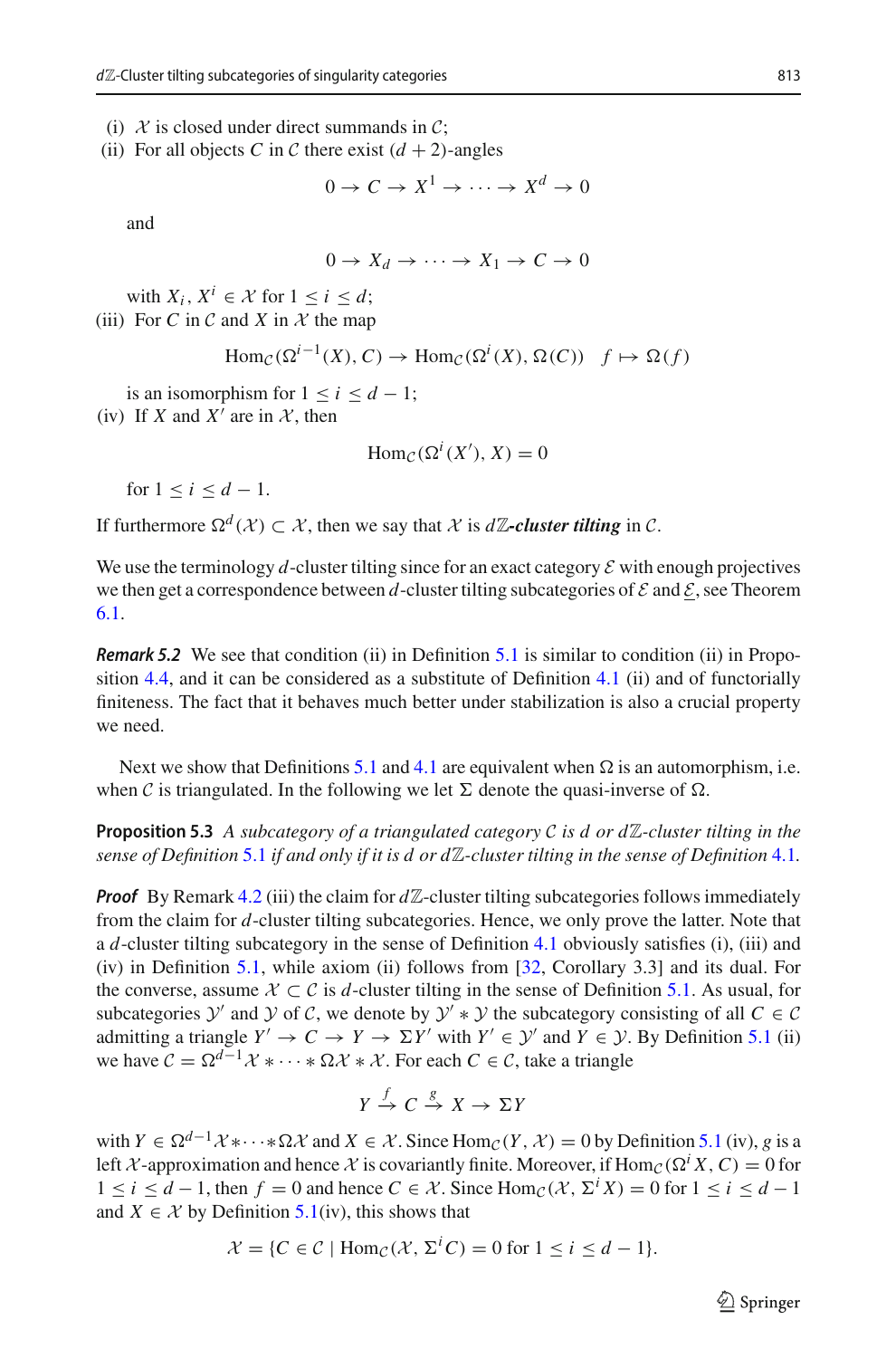(i) $\mathcal{X}$ is closed under direct summands in $\mathcal{C}$;

(ii) For all objects $C$ in $\mathcal{C}$ there exist $(d+2)$-angles

$$0 \to C \to X^1 \to \cdots \to X^d \to 0$$

and

$$0 \to X_d \to \cdots \to X_1 \to C \to 0$$

with $X_i, X^i \in \mathcal{X}$ for $1 \leq i \leq d$;

(iii) For $C$ in $\mathcal{C}$ and $X$ in $\mathcal{X}$ the map

$$\mathrm{Hom}_{\mathcal{C}}(\Omega^{i-1}(X), C) \to \mathrm{Hom}_{\mathcal{C}}(\Omega^{i}(X), \Omega(C)) \quad f \mapsto \Omega(f)$$

is an isomorphism for $1 \leq i \leq d-1$;

(iv) If $X$ and $X'$ are in $\mathcal{X}$, then

$$\mathrm{Hom}_{\mathcal{C}}(\Omega^{i}(X'), X) = 0$$

for $1 \leq i \leq d-1$.

If furthermore $\Omega^d(\mathcal{X}) \subset \mathcal{X}$, then we say that $\mathcal{X}$ is ***$d\mathbb{Z}$-cluster tilting*** in $\mathcal{C}$.

We use the terminology $d$-cluster tilting since for an exact category $\mathcal{E}$ with enough projectives we then get a correspondence between $d$-cluster tilting subcategories of $\mathcal{E}$ and $\underline{\mathcal{E}}$, see Theorem 6.1.

***Remark 5.2*** We see that condition (ii) in Definition 5.1 is similar to condition (ii) in Proposition 4.4, and it can be considered as a substitute of Definition 4.1 (ii) and of functorially finiteness. The fact that it behaves much better under stabilization is also a crucial property we need.

Next we show that Definitions 5.1 and 4.1 are equivalent when $\Omega$ is an automorphism, i.e. when $\mathcal{C}$ is triangulated. In the following we let $\Sigma$ denote the quasi-inverse of $\Omega$.

**Proposition 5.3** *A subcategory of a triangulated category $\mathcal{C}$ is $d$ or $d\mathbb{Z}$-cluster tilting in the sense of Definition 5.1 if and only if it is $d$ or $d\mathbb{Z}$-cluster tilting in the sense of Definition 4.1.*

***Proof*** By Remark 4.2 (iii) the claim for $d\mathbb{Z}$-cluster tilting subcategories follows immediately from the claim for $d$-cluster tilting subcategories. Hence, we only prove the latter. Note that a $d$-cluster tilting subcategory in the sense of Definition 4.1 obviously satisfies (i), (iii) and (iv) in Definition 5.1, while axiom (ii) follows from [32, Corollary 3.3] and its dual. For the converse, assume $\mathcal{X} \subset \mathcal{C}$ is $d$-cluster tilting in the sense of Definition 5.1. As usual, for subcategories $\mathcal{Y}'$ and $\mathcal{Y}$ of $\mathcal{C}$, we denote by $\mathcal{Y}' * \mathcal{Y}$ the subcategory consisting of all $C \in \mathcal{C}$ admitting a triangle $Y' \to C \to Y \to \Sigma Y'$ with $Y' \in \mathcal{Y}'$ and $Y \in \mathcal{Y}$. By Definition 5.1 (ii) we have $\mathcal{C} = \Omega^{d-1}\mathcal{X} * \cdots * \Omega\mathcal{X} * \mathcal{X}$. For each $C \in \mathcal{C}$, take a triangle

$$Y \xrightarrow{f} C \xrightarrow{g} X \to \Sigma Y$$

with $Y \in \Omega^{d-1}\mathcal{X} * \cdots * \Omega\mathcal{X}$ and $X \in \mathcal{X}$. Since $\mathrm{Hom}_{\mathcal{C}}(Y, \mathcal{X}) = 0$ by Definition 5.1 (iv), $g$ is a left $\mathcal{X}$-approximation and hence $\mathcal{X}$ is covariantly finite. Moreover, if $\mathrm{Hom}_{\mathcal{C}}(\Omega^i X, C) = 0$ for $1 \leq i \leq d-1$, then $f = 0$ and hence $C \in \mathcal{X}$. Since $\mathrm{Hom}_{\mathcal{C}}(\mathcal{X}, \Sigma^i X) = 0$ for $1 \leq i \leq d-1$ and $X \in \mathcal{X}$ by Definition 5.1(iv), this shows that

$$\mathcal{X} = \{C \in \mathcal{C} \mid \mathrm{Hom}_{\mathcal{C}}(\mathcal{X}, \Sigma^i C) = 0 \text{ for } 1 \leq i \leq d-1\}.$$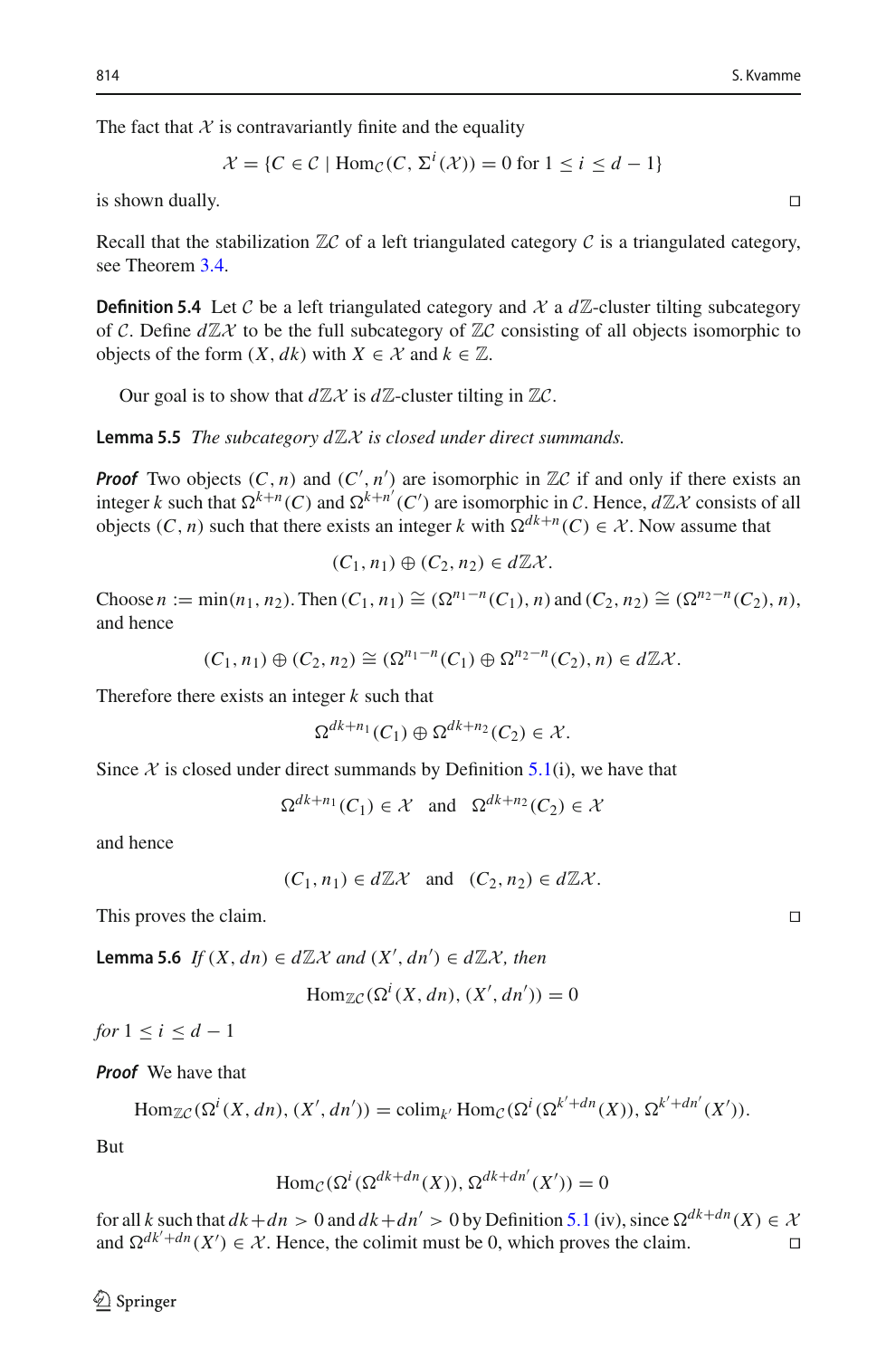The fact that $\mathcal{X}$ is contravariantly finite and the equality

$$\mathcal{X} = \{C \in \mathcal{C} \mid \operatorname{Hom}_{\mathcal{C}}(C, \Sigma^i(\mathcal{X})) = 0 \text{ for } 1 \leq i \leq d-1\}$$

is shown dually. $\square$

Recall that the stabilization $\mathbb{Z}\mathcal{C}$ of a left triangulated category $\mathcal{C}$ is a triangulated category, see Theorem 3.4.

**Definition 5.4** Let $\mathcal{C}$ be a left triangulated category and $\mathcal{X}$ a $d\mathbb{Z}$-cluster tilting subcategory of $\mathcal{C}$. Define $d\mathbb{Z}\mathcal{X}$ to be the full subcategory of $\mathbb{Z}\mathcal{C}$ consisting of all objects isomorphic to objects of the form $(X, dk)$ with $X \in \mathcal{X}$ and $k \in \mathbb{Z}$.

Our goal is to show that $d\mathbb{Z}\mathcal{X}$ is $d\mathbb{Z}$-cluster tilting in $\mathbb{Z}\mathcal{C}$.

**Lemma 5.5** *The subcategory $d\mathbb{Z}\mathcal{X}$ is closed under direct summands.*

***Proof*** Two objects $(C, n)$ and $(C', n')$ are isomorphic in $\mathbb{Z}\mathcal{C}$ if and only if there exists an integer $k$ such that $\Omega^{k+n}(C)$ and $\Omega^{k+n'}(C')$ are isomorphic in $\mathcal{C}$. Hence, $d\mathbb{Z}\mathcal{X}$ consists of all objects $(C, n)$ such that there exists an integer $k$ with $\Omega^{dk+n}(C) \in \mathcal{X}$. Now assume that

$$(C_1, n_1) \oplus (C_2, n_2) \in d\mathbb{Z}\mathcal{X}.$$

Choose $n := \min(n_1, n_2)$. Then $(C_1, n_1) \cong (\Omega^{n_1 - n}(C_1), n)$ and $(C_2, n_2) \cong (\Omega^{n_2 - n}(C_2), n)$, and hence

$$(C_1, n_1) \oplus (C_2, n_2) \cong (\Omega^{n_1 - n}(C_1) \oplus \Omega^{n_2 - n}(C_2), n) \in d\mathbb{Z}\mathcal{X}.$$

Therefore there exists an integer $k$ such that

$$\Omega^{dk+n_1}(C_1) \oplus \Omega^{dk+n_2}(C_2) \in \mathcal{X}.$$

Since $\mathcal{X}$ is closed under direct summands by Definition 5.1(i), we have that

$$\Omega^{dk+n_1}(C_1) \in \mathcal{X} \quad \text{and} \quad \Omega^{dk+n_2}(C_2) \in \mathcal{X}$$

and hence

$$(C_1, n_1) \in d\mathbb{Z}\mathcal{X} \quad \text{and} \quad (C_2, n_2) \in d\mathbb{Z}\mathcal{X}.$$

This proves the claim. $\square$

**Lemma 5.6** *If $(X, dn) \in d\mathbb{Z}\mathcal{X}$ and $(X', dn') \in d\mathbb{Z}\mathcal{X}$, then*

$$\operatorname{Hom}_{\mathbb{Z}\mathcal{C}}(\Omega^i(X, dn), (X', dn')) = 0$$

*for $1 \leq i \leq d-1$*

***Proof*** We have that

$$\operatorname{Hom}_{\mathbb{Z}\mathcal{C}}(\Omega^i(X, dn), (X', dn')) = \operatorname{colim}_{k'} \operatorname{Hom}_{\mathcal{C}}(\Omega^i(\Omega^{k'+dn}(X)), \Omega^{k'+dn'}(X')).$$

But

$$\operatorname{Hom}_{\mathcal{C}}(\Omega^i(\Omega^{dk+dn}(X)), \Omega^{dk+dn'}(X')) = 0$$

for all $k$ such that $dk + dn > 0$ and $dk + dn' > 0$ by Definition 5.1 (iv), since $\Omega^{dk+dn}(X) \in \mathcal{X}$ and $\Omega^{dk'+dn}(X') \in \mathcal{X}$. Hence, the colimit must be 0, which proves the claim. $\square$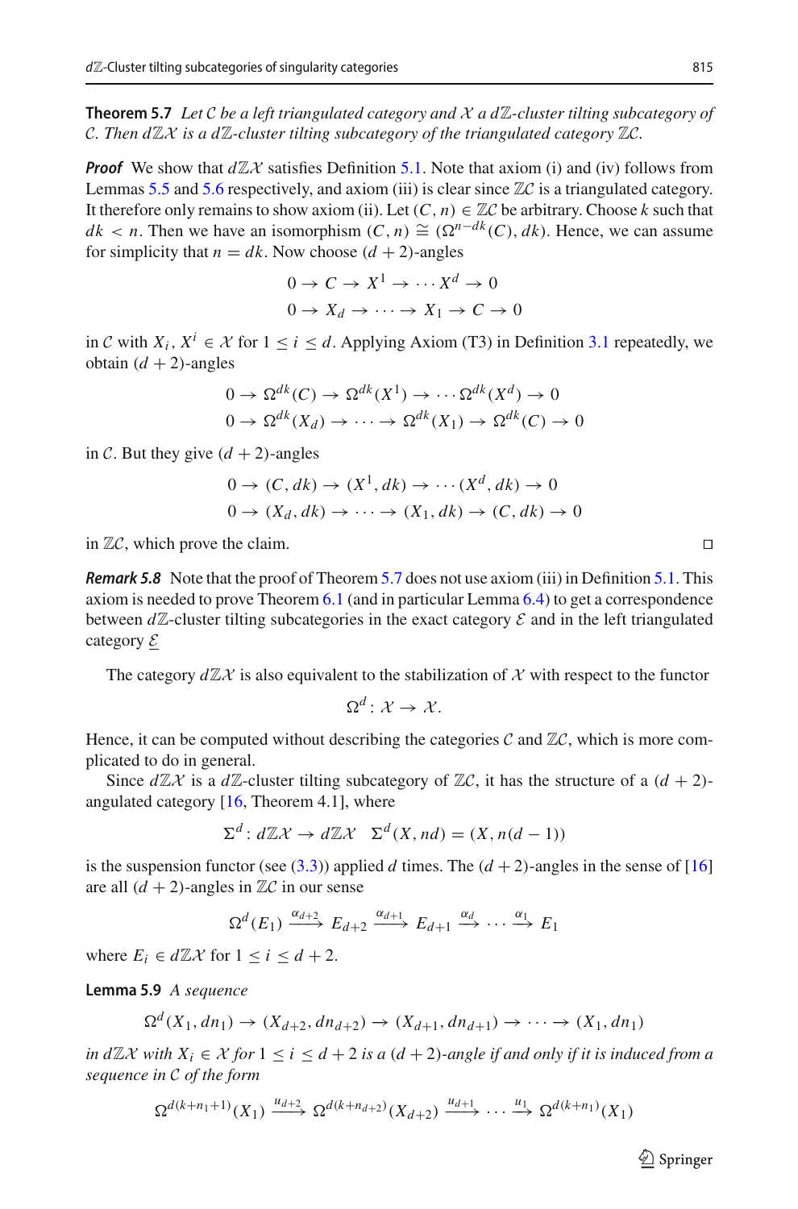**Theorem 5.7** *Let $\mathcal{C}$ be a left triangulated category and $\mathcal{X}$ a $d\mathbb{Z}$-cluster tilting subcategory of $\mathcal{C}$. Then $d\mathbb{Z}\mathcal{X}$ is a $d\mathbb{Z}$-cluster tilting subcategory of the triangulated category $\mathbb{Z}\mathcal{C}$.*

***Proof*** We show that $d\mathbb{Z}\mathcal{X}$ satisfies Definition 5.1. Note that axiom (i) and (iv) follows from Lemmas 5.5 and 5.6 respectively, and axiom (iii) is clear since $\mathbb{Z}\mathcal{C}$ is a triangulated category. It therefore only remains to show axiom (ii). Let $(C, n) \in \mathbb{Z}\mathcal{C}$ be arbitrary. Choose $k$ such that $dk < n$. Then we have an isomorphism $(C, n) \cong (\Omega^{n-dk}(C), dk)$. Hence, we can assume for simplicity that $n = dk$. Now choose $(d+2)$-angles

$$0 \to C \to X^1 \to \cdots X^d \to 0$$
$$0 \to X_d \to \cdots \to X_1 \to C \to 0$$

in $\mathcal{C}$ with $X_i, X^i \in \mathcal{X}$ for $1 \leq i \leq d$. Applying Axiom (T3) in Definition 3.1 repeatedly, we obtain $(d+2)$-angles

$$0 \to \Omega^{dk}(C) \to \Omega^{dk}(X^1) \to \cdots \Omega^{dk}(X^d) \to 0$$
$$0 \to \Omega^{dk}(X_d) \to \cdots \to \Omega^{dk}(X_1) \to \Omega^{dk}(C) \to 0$$

in $\mathcal{C}$. But they give $(d+2)$-angles

$$0 \to (C, dk) \to (X^1, dk) \to \cdots (X^d, dk) \to 0$$
$$0 \to (X_d, dk) \to \cdots \to (X_1, dk) \to (C, dk) \to 0$$

in $\mathbb{Z}\mathcal{C}$, which prove the claim. □

***Remark 5.8*** Note that the proof of Theorem 5.7 does not use axiom (iii) in Definition 5.1. This axiom is needed to prove Theorem 6.1 (and in particular Lemma 6.4) to get a correspondence between $d\mathbb{Z}$-cluster tilting subcategories in the exact category $\mathcal{E}$ and in the left triangulated category $\underline{\mathcal{E}}$

The category $d\mathbb{Z}\mathcal{X}$ is also equivalent to the stabilization of $\mathcal{X}$ with respect to the functor

$$\Omega^d \colon \mathcal{X} \to \mathcal{X}.$$

Hence, it can be computed without describing the categories $\mathcal{C}$ and $\mathbb{Z}\mathcal{C}$, which is more complicated to do in general.

Since $d\mathbb{Z}\mathcal{X}$ is a $d\mathbb{Z}$-cluster tilting subcategory of $\mathbb{Z}\mathcal{C}$, it has the structure of a $(d+2)$-angulated category [16, Theorem 4.1], where

$$\Sigma^d \colon d\mathbb{Z}\mathcal{X} \to d\mathbb{Z}\mathcal{X} \quad \Sigma^d(X, nd) = (X, n(d-1))$$

is the suspension functor (see (3.3)) applied $d$ times. The $(d+2)$-angles in the sense of [16] are all $(d+2)$-angles in $\mathbb{Z}\mathcal{C}$ in our sense

$$\Omega^d(E_1) \xrightarrow{\alpha_{d+2}} E_{d+2} \xrightarrow{\alpha_{d+1}} E_{d+1} \xrightarrow{\alpha_d} \cdots \xrightarrow{\alpha_1} E_1$$

where $E_i \in d\mathbb{Z}\mathcal{X}$ for $1 \leq i \leq d+2$.

**Lemma 5.9** *A sequence*

$$\Omega^d(X_1, dn_1) \to (X_{d+2}, dn_{d+2}) \to (X_{d+1}, dn_{d+1}) \to \cdots \to (X_1, dn_1)$$

*in $d\mathbb{Z}\mathcal{X}$ with $X_i \in \mathcal{X}$ for $1 \leq i \leq d+2$ is a $(d+2)$-angle if and only if it is induced from a sequence in $\mathcal{C}$ of the form*

$$\Omega^{d(k+n_1+1)}(X_1) \xrightarrow{u_{d+2}} \Omega^{d(k+n_{d+2})}(X_{d+2}) \xrightarrow{u_{d+1}} \cdots \xrightarrow{u_1} \Omega^{d(k+n_1)}(X_1)$$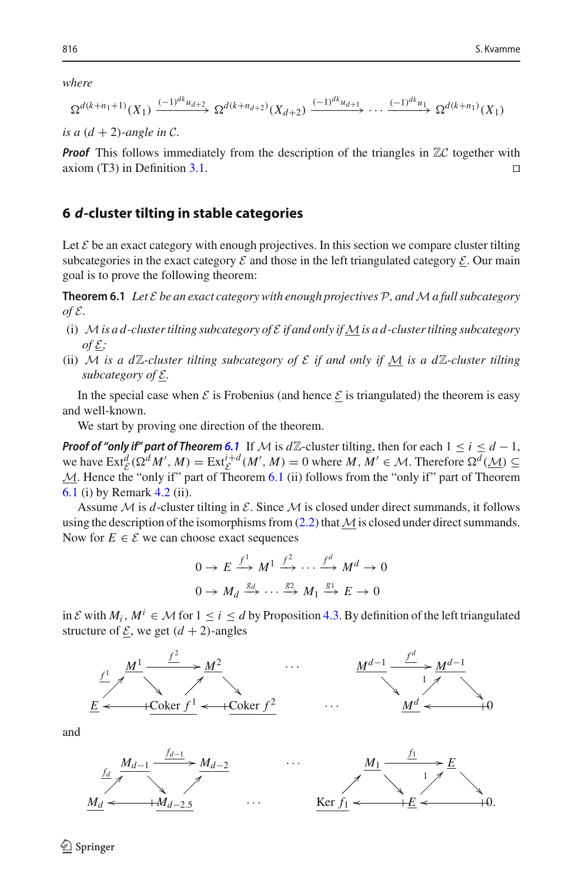*where*

$$\Omega^{d(k+n_1+1)}(X_1) \xrightarrow{(-1)^{dk}u_{d+2}} \Omega^{d(k+n_{d+2})}(X_{d+2}) \xrightarrow{(-1)^{dk}u_{d+1}} \cdots \xrightarrow{(-1)^{dk}u_1} \Omega^{d(k+n_1)}(X_1)$$

*is a $(d+2)$-angle in $\mathcal{C}$.*

***Proof*** This follows immediately from the description of the triangles in $\mathbb{Z}\mathcal{C}$ together with axiom (T3) in Definition 3.1. □

## 6 *d*-cluster tilting in stable categories

Let $\mathcal{E}$ be an exact category with enough projectives. In this section we compare cluster tilting subcategories in the exact category $\mathcal{E}$ and those in the left triangulated category $\underline{\mathcal{E}}$. Our main goal is to prove the following theorem:

**Theorem 6.1** *Let $\mathcal{E}$ be an exact category with enough projectives $\mathcal{P}$, and $\mathcal{M}$ a full subcategory of $\mathcal{E}$.*

(i) *$\mathcal{M}$ is a $d$-cluster tilting subcategory of $\mathcal{E}$ if and only if $\underline{\mathcal{M}}$ is a $d$-cluster tilting subcategory of $\underline{\mathcal{E}}$;*
(ii) *$\mathcal{M}$ is a $d\mathbb{Z}$-cluster tilting subcategory of $\mathcal{E}$ if and only if $\underline{\mathcal{M}}$ is a $d\mathbb{Z}$-cluster tilting subcategory of $\underline{\mathcal{E}}$.*

In the special case when $\mathcal{E}$ is Frobenius (and hence $\underline{\mathcal{E}}$ is triangulated) the theorem is easy and well-known.

We start by proving one direction of the theorem.

***Proof of "only if" part of Theorem 6.1*** If $\mathcal{M}$ is $d\mathbb{Z}$-cluster tilting, then for each $1 \leq i \leq d-1$, we have $\operatorname{Ext}^d_{\mathcal{E}}(\Omega^d M', M) = \operatorname{Ext}^{i+d}_{\mathcal{E}}(M', M) = 0$ where $M, M' \in \mathcal{M}$. Therefore $\Omega^d(\underline{\mathcal{M}}) \subseteq \underline{\mathcal{M}}$. Hence the "only if" part of Theorem 6.1 (ii) follows from the "only if" part of Theorem 6.1 (i) by Remark 4.2 (ii).

Assume $\mathcal{M}$ is $d$-cluster tilting in $\mathcal{E}$. Since $\mathcal{M}$ is closed under direct summands, it follows using the description of the isomorphisms from (2.2) that $\underline{\mathcal{M}}$ is closed under direct summands. Now for $E \in \mathcal{E}$ we can choose exact sequences

$$0 \to E \xrightarrow{f^1} M^1 \xrightarrow{f^2} \cdots \xrightarrow{f^d} M^d \to 0$$
$$0 \to M_d \xrightarrow{g_d} \cdots \xrightarrow{g_2} M_1 \xrightarrow{g_1} E \to 0$$

in $\mathcal{E}$ with $M_i, M^i \in \mathcal{M}$ for $1 \leq i \leq d$ by Proposition 4.3. By definition of the left triangulated structure of $\underline{\mathcal{E}}$, we get $(d+2)$-angles

$$\begin{array}{ccccccccc}
 & \underline{M^1} & \xrightarrow{\underline{f^2}} & \underline{M^2} & \cdots & \underline{M^{d-1}} & \xrightarrow{\underline{f^d}} & \underline{M^{d-1}} & \\
\nearrow^{\underline{f^1}} & \searrow & \nearrow & \searrow & & \searrow & \nearrow^{1} & \searrow & \\
\underline{E} & \longleftarrow\!\!\!+ & \underline{\operatorname{Coker} f^1} & \longleftarrow\!\!\!+ \ \underline{\operatorname{Coker} f^2} & \cdots & & \underline{M^d} & \longleftarrow\!\!\!+ & 0
\end{array}$$

and

$$\begin{array}{ccccccccc}
 & \underline{M_{d-1}} & \xrightarrow{\underline{f_{d-1}}} & \underline{M_{d-2}} & \cdots & \underline{M_1} & \xrightarrow{\underline{f_1}} & \underline{E} & \\
\nearrow^{\underline{f_d}} & \searrow & \nearrow & & & \searrow & \nearrow^{1} & \searrow & \\
\underline{M_d} & \longleftarrow\!\!\!+ & \underline{M_{d-2.5}} & \cdots & \underline{\operatorname{Ker} f_1} & \longleftarrow\!\!\!+ & \underline{E} & \longleftarrow\!\!\!+ & 0.
\end{array}$$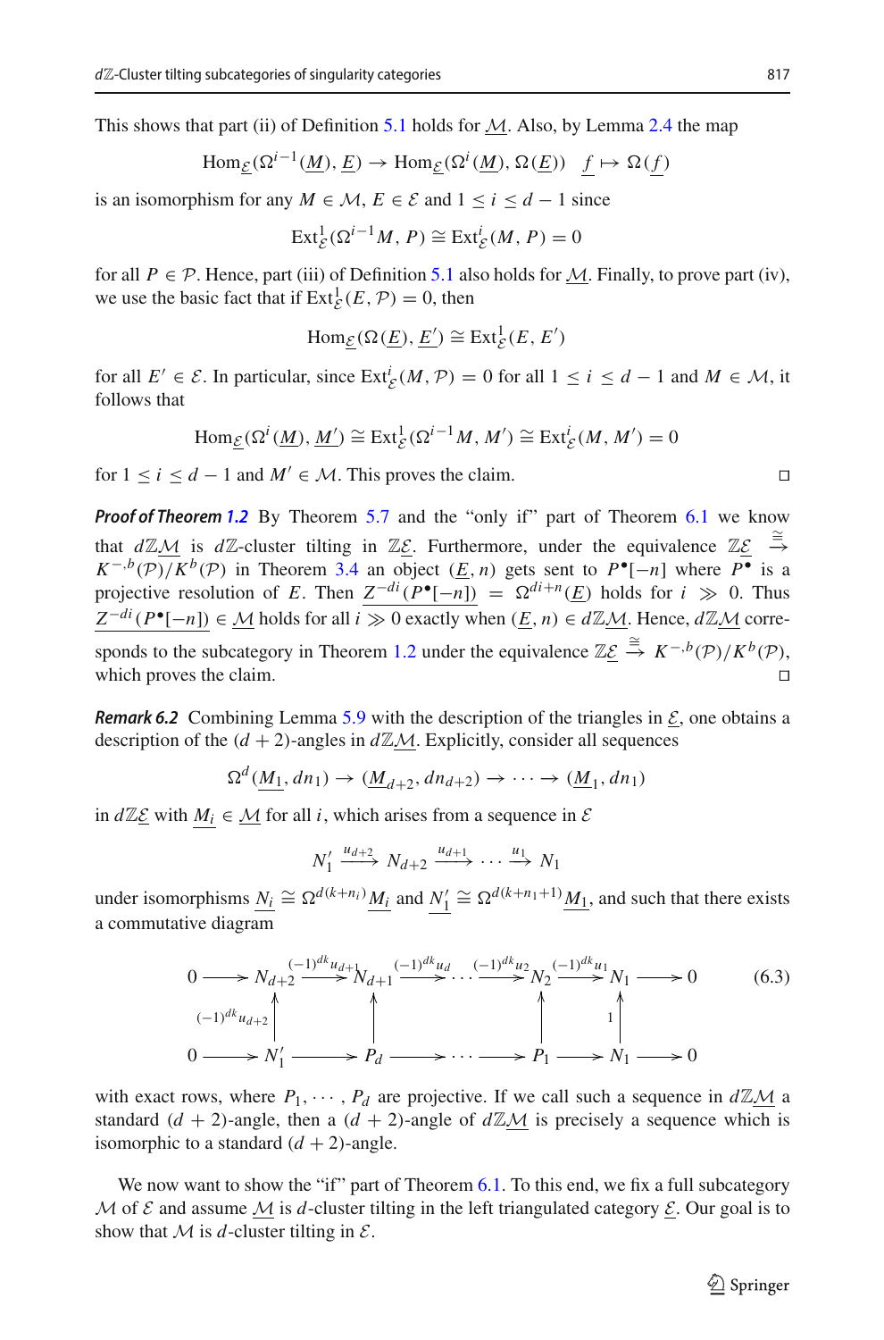This shows that part (ii) of Definition 5.1 holds for $\underline{\mathcal{M}}$. Also, by Lemma 2.4 the map

$$\mathrm{Hom}_{\underline{\mathcal{E}}}(\Omega^{i-1}(\underline{M}), \underline{E}) \to \mathrm{Hom}_{\underline{\mathcal{E}}}(\Omega^{i}(\underline{M}), \Omega(\underline{E})) \quad \underline{f} \mapsto \Omega(\underline{f})$$

is an isomorphism for any $M \in \mathcal{M}$, $E \in \mathcal{E}$ and $1 \leq i \leq d-1$ since

$$\mathrm{Ext}^1_{\mathcal{E}}(\Omega^{i-1}M, P) \cong \mathrm{Ext}^i_{\mathcal{E}}(M, P) = 0$$

for all $P \in \mathcal{P}$. Hence, part (iii) of Definition 5.1 also holds for $\underline{\mathcal{M}}$. Finally, to prove part (iv), we use the basic fact that if $\mathrm{Ext}^1_{\mathcal{E}}(E, \mathcal{P}) = 0$, then

$$\mathrm{Hom}_{\underline{\mathcal{E}}}(\Omega(\underline{E}), \underline{E'}) \cong \mathrm{Ext}^1_{\mathcal{E}}(E, E')$$

for all $E' \in \mathcal{E}$. In particular, since $\mathrm{Ext}^i_{\mathcal{E}}(M, \mathcal{P}) = 0$ for all $1 \leq i \leq d-1$ and $M \in \mathcal{M}$, it follows that

$$\mathrm{Hom}_{\underline{\mathcal{E}}}(\Omega^i(\underline{M}), \underline{M'}) \cong \mathrm{Ext}^1_{\mathcal{E}}(\Omega^{i-1}M, M') \cong \mathrm{Ext}^i_{\mathcal{E}}(M, M') = 0$$

for $1 \leq i \leq d-1$ and $M' \in \mathcal{M}$. This proves the claim. □

***Proof of Theorem 1.2*** By Theorem 5.7 and the "only if" part of Theorem 6.1 we know that $d\mathbb{Z}\underline{\mathcal{M}}$ is $d\mathbb{Z}$-cluster tilting in $\mathbb{Z}\underline{\mathcal{E}}$. Furthermore, under the equivalence $\mathbb{Z}\underline{\mathcal{E}} \xrightarrow{\cong} K^{-,b}(\mathcal{P})/K^b(\mathcal{P})$ in Theorem 3.4 an object $(\underline{E}, n)$ gets sent to $P^\bullet[-n]$ where $P^\bullet$ is a projective resolution of $E$. Then $\underline{Z^{-di}(P^\bullet[-n])} = \Omega^{di+n}(\underline{E})$ holds for $i \gg 0$. Thus $\underline{Z^{-di}(P^\bullet[-n])} \in \underline{\mathcal{M}}$ holds for all $i \gg 0$ exactly when $(\underline{E}, n) \in d\mathbb{Z}\underline{\mathcal{M}}$. Hence, $d\mathbb{Z}\underline{\mathcal{M}}$ corresponds to the subcategory in Theorem 1.2 under the equivalence $\mathbb{Z}\underline{\mathcal{E}} \xrightarrow{\cong} K^{-,b}(\mathcal{P})/K^b(\mathcal{P})$, which proves the claim. □

***Remark 6.2*** Combining Lemma 5.9 with the description of the triangles in $\underline{\mathcal{E}}$, one obtains a description of the $(d+2)$-angles in $d\mathbb{Z}\underline{\mathcal{M}}$. Explicitly, consider all sequences

$$\Omega^d(\underline{M}_1, dn_1) \to (\underline{M}_{d+2}, dn_{d+2}) \to \cdots \to (\underline{M}_1, dn_1)$$

in $d\mathbb{Z}\underline{\mathcal{E}}$ with $\underline{M_i} \in \underline{\mathcal{M}}$ for all $i$, which arises from a sequence in $\mathcal{E}$

$$N'_1 \xrightarrow{u_{d+2}} N_{d+2} \xrightarrow{u_{d+1}} \cdots \xrightarrow{u_1} N_1$$

under isomorphisms $\underline{N_i} \cong \Omega^{d(k+n_i)}\underline{M_i}$ and $\underline{N'_1} \cong \Omega^{d(k+n_1+1)}\underline{M_1}$, and such that there exists a commutative diagram

$$\begin{array}{ccccccccccccc}
0 & \longrightarrow & N_{d+2} & \xrightarrow{(-1)^{dk}u_{d+1}} & N_{d+1} & \xrightarrow{(-1)^{dk}u_d} & \cdots & \xrightarrow{(-1)^{dk}u_2} & N_2 & \xrightarrow{(-1)^{dk}u_1} & N_1 & \longrightarrow & 0 \\
 & & \uparrow {\scriptstyle (-1)^{dk}u_{d+2}} & & \uparrow & & & & \uparrow & & \uparrow {\scriptstyle 1} & & \\
0 & \longrightarrow & N'_1 & \longrightarrow & P_d & \longrightarrow & \cdots & \longrightarrow & P_1 & \longrightarrow & N_1 & \longrightarrow & 0
\end{array} \tag{6.3}$$

with exact rows, where $P_1, \cdots, P_d$ are projective. If we call such a sequence in $d\mathbb{Z}\underline{\mathcal{M}}$ a standard $(d+2)$-angle, then a $(d+2)$-angle of $d\mathbb{Z}\underline{\mathcal{M}}$ is precisely a sequence which is isomorphic to a standard $(d+2)$-angle.

We now want to show the "if" part of Theorem 6.1. To this end, we fix a full subcategory $\mathcal{M}$ of $\mathcal{E}$ and assume $\underline{\mathcal{M}}$ is $d$-cluster tilting in the left triangulated category $\underline{\mathcal{E}}$. Our goal is to show that $\mathcal{M}$ is $d$-cluster tilting in $\mathcal{E}$.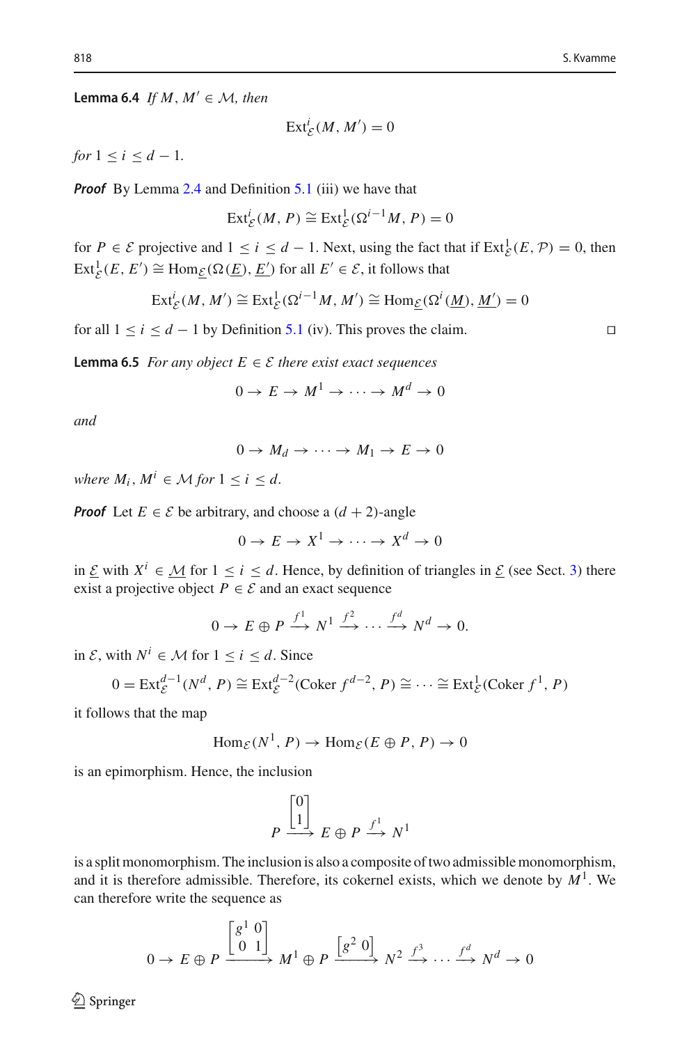**Lemma 6.4** *If $M, M' \in \mathcal{M}$, then*

$$\mathrm{Ext}^i_{\mathcal{E}}(M, M') = 0$$

*for $1 \leq i \leq d-1$.*

***Proof*** By Lemma 2.4 and Definition 5.1 (iii) we have that

$$\mathrm{Ext}^i_{\mathcal{E}}(M, P) \cong \mathrm{Ext}^1_{\mathcal{E}}(\Omega^{i-1}M, P) = 0$$

for $P \in \mathcal{E}$ projective and $1 \leq i \leq d-1$. Next, using the fact that if $\mathrm{Ext}^1_{\mathcal{E}}(E, \mathcal{P}) = 0$, then $\mathrm{Ext}^1_{\mathcal{E}}(E, E') \cong \mathrm{Hom}_{\underline{\mathcal{E}}}(\Omega(\underline{E}), \underline{E'})$ for all $E' \in \mathcal{E}$, it follows that

$$\mathrm{Ext}^i_{\mathcal{E}}(M, M') \cong \mathrm{Ext}^1_{\mathcal{E}}(\Omega^{i-1}M, M') \cong \mathrm{Hom}_{\underline{\mathcal{E}}}(\Omega^i(\underline{M}), \underline{M'}) = 0$$

for all $1 \leq i \leq d-1$ by Definition 5.1 (iv). This proves the claim. □

**Lemma 6.5** *For any object $E \in \mathcal{E}$ there exist exact sequences*

$$0 \to E \to M^1 \to \cdots \to M^d \to 0$$

*and*

$$0 \to M_d \to \cdots \to M_1 \to E \to 0$$

*where $M_i, M^i \in \mathcal{M}$ for $1 \leq i \leq d$.*

***Proof*** Let $E \in \mathcal{E}$ be arbitrary, and choose a $(d+2)$-angle

$$0 \to E \to X^1 \to \cdots \to X^d \to 0$$

in $\underline{\mathcal{E}}$ with $X^i \in \underline{\mathcal{M}}$ for $1 \leq i \leq d$. Hence, by definition of triangles in $\underline{\mathcal{E}}$ (see Sect. 3) there exist a projective object $P \in \mathcal{E}$ and an exact sequence

$$0 \to E \oplus P \xrightarrow{f^1} N^1 \xrightarrow{f^2} \cdots \xrightarrow{f^d} N^d \to 0.$$

in $\mathcal{E}$, with $N^i \in \mathcal{M}$ for $1 \leq i \leq d$. Since

$$0 = \mathrm{Ext}^{d-1}_{\mathcal{E}}(N^d, P) \cong \mathrm{Ext}^{d-2}_{\mathcal{E}}(\mathrm{Coker}\, f^{d-2}, P) \cong \cdots \cong \mathrm{Ext}^1_{\mathcal{E}}(\mathrm{Coker}\, f^1, P)$$

it follows that the map

$$\mathrm{Hom}_{\mathcal{E}}(N^1, P) \to \mathrm{Hom}_{\mathcal{E}}(E \oplus P, P) \to 0$$

is an epimorphism. Hence, the inclusion

$$P \xrightarrow{\begin{bmatrix} 0 \\ 1 \end{bmatrix}} E \oplus P \xrightarrow{f^1} N^1$$

is a split monomorphism. The inclusion is also a composite of two admissible monomorphism, and it is therefore admissible. Therefore, its cokernel exists, which we denote by $M^1$. We can therefore write the sequence as

$$0 \to E \oplus P \xrightarrow{\begin{bmatrix} g^1 & 0 \\ 0 & 1 \end{bmatrix}} M^1 \oplus P \xrightarrow{\begin{bmatrix} g^2 & 0 \end{bmatrix}} N^2 \xrightarrow{f^3} \cdots \xrightarrow{f^d} N^d \to 0$$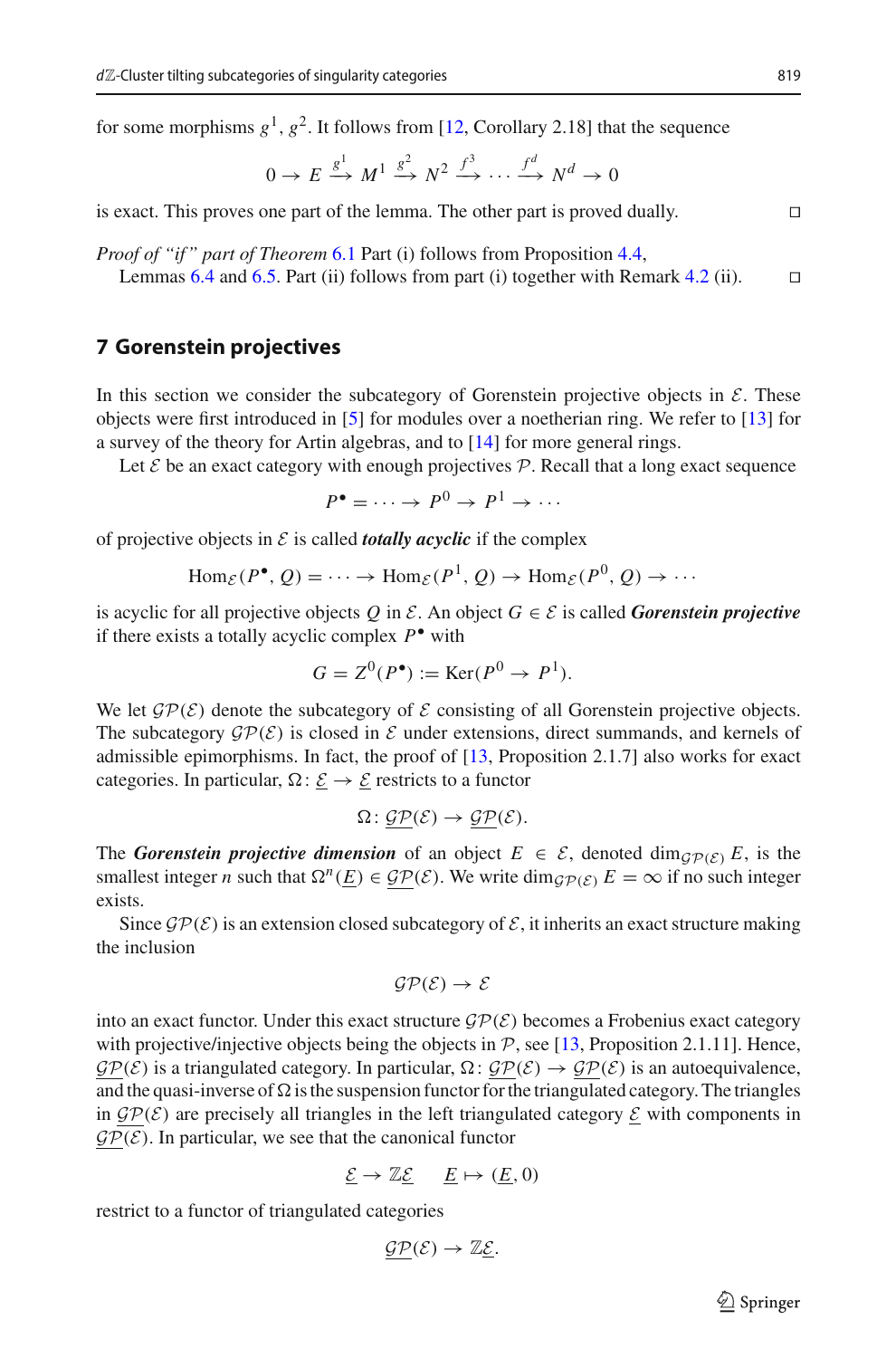for some morphisms $g^1, g^2$. It follows from [12, Corollary 2.18] that the sequence

$$0 \to E \xrightarrow{g^1} M^1 \xrightarrow{g^2} N^2 \xrightarrow{f^3} \cdots \xrightarrow{f^d} N^d \to 0$$

is exact. This proves one part of the lemma. The other part is proved dually. □

*Proof of "if" part of Theorem* 6.1 Part (i) follows from Proposition 4.4, Lemmas 6.4 and 6.5. Part (ii) follows from part (i) together with Remark 4.2 (ii). □

## 7 Gorenstein projectives

In this section we consider the subcategory of Gorenstein projective objects in $\mathcal{E}$. These objects were first introduced in [5] for modules over a noetherian ring. We refer to [13] for a survey of the theory for Artin algebras, and to [14] for more general rings.

Let $\mathcal{E}$ be an exact category with enough projectives $\mathcal{P}$. Recall that a long exact sequence

$$P^\bullet = \cdots \to P^0 \to P^1 \to \cdots$$

of projective objects in $\mathcal{E}$ is called ***totally acyclic*** if the complex

$$\operatorname{Hom}_{\mathcal{E}}(P^\bullet, Q) = \cdots \to \operatorname{Hom}_{\mathcal{E}}(P^1, Q) \to \operatorname{Hom}_{\mathcal{E}}(P^0, Q) \to \cdots$$

is acyclic for all projective objects $Q$ in $\mathcal{E}$. An object $G \in \mathcal{E}$ is called ***Gorenstein projective*** if there exists a totally acyclic complex $P^\bullet$ with

$$G = Z^0(P^\bullet) := \operatorname{Ker}(P^0 \to P^1).$$

We let $\mathcal{GP}(\mathcal{E})$ denote the subcategory of $\mathcal{E}$ consisting of all Gorenstein projective objects. The subcategory $\mathcal{GP}(\mathcal{E})$ is closed in $\mathcal{E}$ under extensions, direct summands, and kernels of admissible epimorphisms. In fact, the proof of [13, Proposition 2.1.7] also works for exact categories. In particular, $\Omega\colon \underline{\mathcal{E}} \to \underline{\mathcal{E}}$ restricts to a functor

$$\Omega\colon \underline{\mathcal{GP}}(\mathcal{E}) \to \underline{\mathcal{GP}}(\mathcal{E}).$$

The ***Gorenstein projective dimension*** of an object $E \in \mathcal{E}$, denoted $\dim_{\mathcal{GP}(\mathcal{E})} E$, is the smallest integer $n$ such that $\Omega^n(\underline{E}) \in \underline{\mathcal{GP}}(\mathcal{E})$. We write $\dim_{\mathcal{GP}(\mathcal{E})} E = \infty$ if no such integer exists.

Since $\mathcal{GP}(\mathcal{E})$ is an extension closed subcategory of $\mathcal{E}$, it inherits an exact structure making the inclusion

$$\mathcal{GP}(\mathcal{E}) \to \mathcal{E}$$

into an exact functor. Under this exact structure $\mathcal{GP}(\mathcal{E})$ becomes a Frobenius exact category with projective/injective objects being the objects in $\mathcal{P}$, see [13, Proposition 2.1.11]. Hence, $\underline{\mathcal{GP}}(\mathcal{E})$ is a triangulated category. In particular, $\Omega\colon \underline{\mathcal{GP}}(\mathcal{E}) \to \underline{\mathcal{GP}}(\mathcal{E})$ is an autoequivalence, and the quasi-inverse of $\Omega$ is the suspension functor for the triangulated category. The triangles in $\underline{\mathcal{GP}}(\mathcal{E})$ are precisely all triangles in the left triangulated category $\underline{\mathcal{E}}$ with components in $\underline{\mathcal{GP}}(\mathcal{E})$. In particular, we see that the canonical functor

$$\underline{\mathcal{E}} \to \mathbb{Z}\underline{\mathcal{E}} \qquad \underline{E} \mapsto (\underline{E}, 0)$$

restrict to a functor of triangulated categories

$$\underline{\mathcal{GP}}(\mathcal{E}) \to \mathbb{Z}\underline{\mathcal{E}}.$$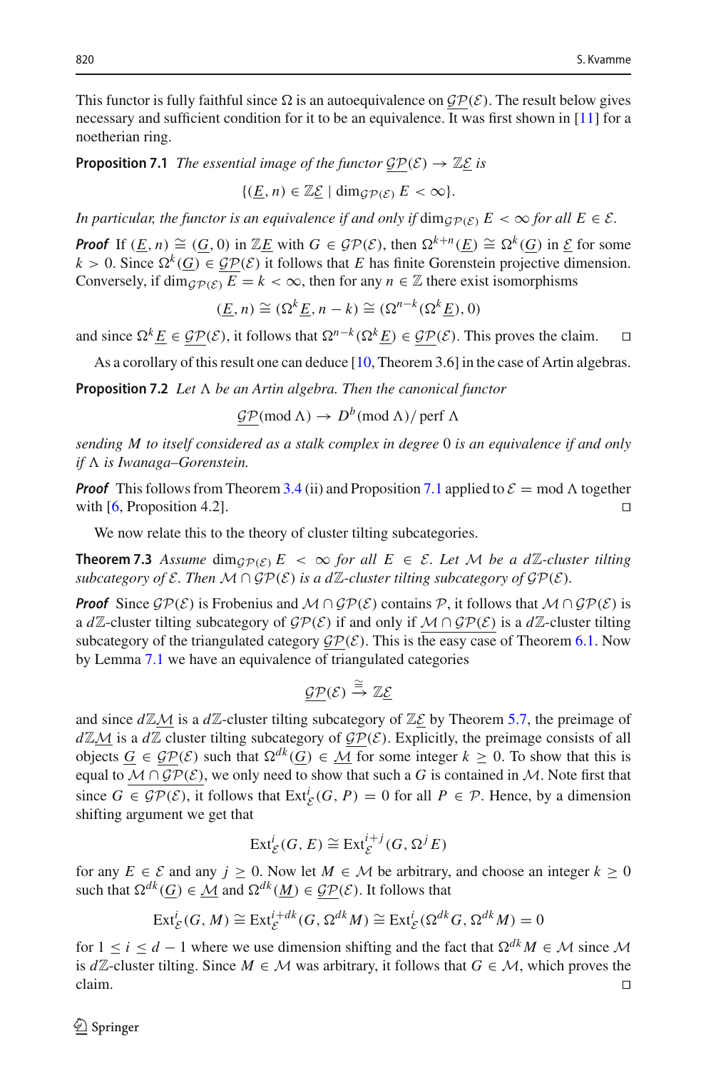This functor is fully faithful since $\Omega$ is an autoequivalence on $\underline{\mathcal{GP}}(\mathcal{E})$. The result below gives necessary and sufficient condition for it to be an equivalence. It was first shown in [11] for a noetherian ring.

**Proposition 7.1** *The essential image of the functor* $\underline{\mathcal{GP}}(\mathcal{E}) \to \mathbb{Z}\underline{\mathcal{E}}$ *is*

$$\{(\underline{E}, n) \in \mathbb{Z}\underline{\mathcal{E}} \mid \dim_{\mathcal{GP}(\mathcal{E})} E < \infty\}.$$

*In particular, the functor is an equivalence if and only if* $\dim_{\mathcal{GP}(\mathcal{E})} E < \infty$ *for all* $E \in \mathcal{E}$.

***Proof*** If $(\underline{E}, n) \cong (\underline{G}, 0)$ in $\mathbb{Z}\underline{E}$ with $G \in \mathcal{GP}(\mathcal{E})$, then $\Omega^{k+n}(\underline{E}) \cong \Omega^k(\underline{G})$ in $\underline{\mathcal{E}}$ for some $k > 0$. Since $\Omega^k(\underline{G}) \in \underline{\mathcal{GP}}(\mathcal{E})$ it follows that $E$ has finite Gorenstein projective dimension. Conversely, if $\dim_{\mathcal{GP}(\mathcal{E})} E = k < \infty$, then for any $n \in \mathbb{Z}$ there exist isomorphisms

$$(\underline{E}, n) \cong (\Omega^k \underline{E}, n-k) \cong (\Omega^{n-k}(\Omega^k \underline{E}), 0)$$

and since $\Omega^k \underline{E} \in \underline{\mathcal{GP}}(\mathcal{E})$, it follows that $\Omega^{n-k}(\Omega^k \underline{E}) \in \underline{\mathcal{GP}}(\mathcal{E})$. This proves the claim. □

As a corollary of this result one can deduce [10, Theorem 3.6] in the case of Artin algebras.

**Proposition 7.2** *Let* $\Lambda$ *be an Artin algebra. Then the canonical functor*

$$\underline{\mathcal{GP}}(\text{mod}\,\Lambda) \to D^b(\text{mod}\,\Lambda)/\,\text{perf}\,\Lambda$$

*sending* $M$ *to itself considered as a stalk complex in degree* 0 *is an equivalence if and only if* $\Lambda$ *is Iwanaga–Gorenstein.*

***Proof*** This follows from Theorem 3.4 (ii) and Proposition 7.1 applied to $\mathcal{E} = \text{mod}\,\Lambda$ together with [6, Proposition 4.2]. □

We now relate this to the theory of cluster tilting subcategories.

**Theorem 7.3** *Assume* $\dim_{\mathcal{GP}(\mathcal{E})} E < \infty$ *for all* $E \in \mathcal{E}$. *Let* $\mathcal{M}$ *be a* $d\mathbb{Z}$*-cluster tilting subcategory of* $\mathcal{E}$. *Then* $\mathcal{M} \cap \mathcal{GP}(\mathcal{E})$ *is a* $d\mathbb{Z}$*-cluster tilting subcategory of* $\mathcal{GP}(\mathcal{E})$.

***Proof*** Since $\mathcal{GP}(\mathcal{E})$ is Frobenius and $\mathcal{M} \cap \mathcal{GP}(\mathcal{E})$ contains $\mathcal{P}$, it follows that $\mathcal{M} \cap \mathcal{GP}(\mathcal{E})$ is a $d\mathbb{Z}$-cluster tilting subcategory of $\mathcal{GP}(\mathcal{E})$ if and only if $\underline{\mathcal{M} \cap \mathcal{GP}(\mathcal{E})}$ is a $d\mathbb{Z}$-cluster tilting subcategory of the triangulated category $\underline{\mathcal{GP}}(\mathcal{E})$. This is the easy case of Theorem 6.1. Now by Lemma 7.1 we have an equivalence of triangulated categories

$$\underline{\mathcal{GP}}(\mathcal{E}) \xrightarrow{\cong} \mathbb{Z}\underline{\mathcal{E}}$$

and since $d\mathbb{Z}\underline{\mathcal{M}}$ is a $d\mathbb{Z}$-cluster tilting subcategory of $\mathbb{Z}\underline{\mathcal{E}}$ by Theorem 5.7, the preimage of $d\mathbb{Z}\underline{\mathcal{M}}$ is a $d\mathbb{Z}$ cluster tilting subcategory of $\underline{\mathcal{GP}}(\mathcal{E})$. Explicitly, the preimage consists of all objects $\underline{G} \in \underline{\mathcal{GP}}(\mathcal{E})$ such that $\Omega^{dk}(\underline{G}) \in \underline{\mathcal{M}}$ for some integer $k \geq 0$. To show that this is equal to $\underline{\mathcal{M} \cap \mathcal{GP}(\mathcal{E})}$, we only need to show that such a $G$ is contained in $\mathcal{M}$. Note first that since $G \in \mathcal{GP}(\mathcal{E})$, it follows that $\text{Ext}^i_{\mathcal{E}}(G, P) = 0$ for all $P \in \mathcal{P}$. Hence, by a dimension shifting argument we get that

$$\text{Ext}^i_{\mathcal{E}}(G, E) \cong \text{Ext}^{i+j}_{\mathcal{E}}(G, \Omega^j E)$$

for any $E \in \mathcal{E}$ and any $j \geq 0$. Now let $M \in \mathcal{M}$ be arbitrary, and choose an integer $k \geq 0$ such that $\Omega^{dk}(\underline{G}) \in \underline{\mathcal{M}}$ and $\Omega^{dk}(\underline{M}) \in \underline{\mathcal{GP}}(\mathcal{E})$. It follows that

$$\text{Ext}^i_{\mathcal{E}}(G, M) \cong \text{Ext}^{i+dk}_{\mathcal{E}}(G, \Omega^{dk} M) \cong \text{Ext}^i_{\mathcal{E}}(\Omega^{dk} G, \Omega^{dk} M) = 0$$

for $1 \leq i \leq d-1$ where we use dimension shifting and the fact that $\Omega^{dk} M \in \mathcal{M}$ since $\mathcal{M}$ is $d\mathbb{Z}$-cluster tilting. Since $M \in \mathcal{M}$ was arbitrary, it follows that $G \in \mathcal{M}$, which proves the claim. □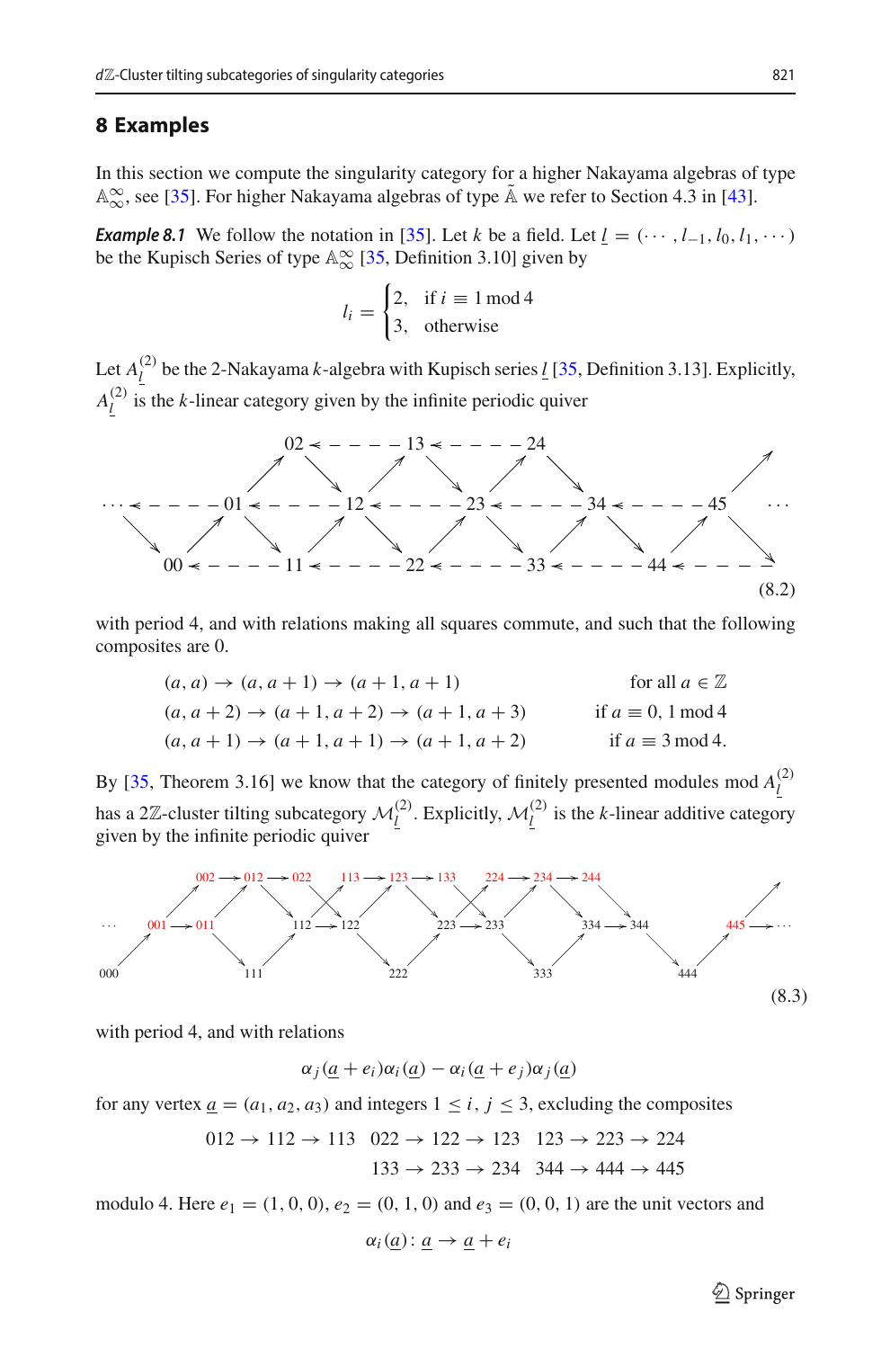## 8 Examples

In this section we compute the singularity category for a higher Nakayama algebras of type $\mathbb{A}_\infty^\infty$, see [35]. For higher Nakayama algebras of type $\tilde{\mathbb{A}}$ we refer to Section 4.3 in [43].

***Example 8.1*** We follow the notation in [35]. Let $k$ be a field. Let $\underline{l} = (\cdots, l_{-1}, l_0, l_1, \cdots)$ be the Kupisch Series of type $\mathbb{A}_\infty^\infty$ [35, Definition 3.10] given by

$$l_i = \begin{cases} 2, & \text{if } i \equiv 1 \bmod 4 \\ 3, & \text{otherwise} \end{cases}$$

Let $A_{\underline{l}}^{(2)}$ be the 2-Nakayama $k$-algebra with Kupisch series $\underline{l}$ [35, Definition 3.13]. Explicitly, $A_{\underline{l}}^{(2)}$ is the $k$-linear category given by the infinite periodic quiver

$$\begin{array}{ccccccccccccc}
 & & & & 02 & \leftarrow & 13 & \leftarrow & 24 & & & & \\
\cdots \leftarrow & & 01 & \leftarrow & 12 & \leftarrow & 23 & \leftarrow & 34 & \leftarrow & 45 & & \cdots \\
 & 00 & \leftarrow & 11 & \leftarrow & 22 & \leftarrow & 33 & \leftarrow & 44 & \leftarrow & &
\end{array} \tag{8.2}$$

with period 4, and with relations making all squares commute, and such that the following composites are 0.

$$\begin{array}{ll}
(a, a) \to (a, a+1) \to (a+1, a+1) & \text{for all } a \in \mathbb{Z} \\
(a, a+2) \to (a+1, a+2) \to (a+1, a+3) & \text{if } a \equiv 0, 1 \bmod 4 \\
(a, a+1) \to (a+1, a+1) \to (a+1, a+2) & \text{if } a \equiv 3 \bmod 4.
\end{array}$$

By [35, Theorem 3.16] we know that the category of finitely presented modules mod $A_{\underline{l}}^{(2)}$ has a $2\mathbb{Z}$-cluster tilting subcategory $\mathcal{M}_{\underline{l}}^{(2)}$. Explicitly, $\mathcal{M}_{\underline{l}}^{(2)}$ is the $k$-linear additive category given by the infinite periodic quiver

$$\begin{array}{l}
002 \to 012 \to 022 \quad 113 \to 123 \to 133 \quad 224 \to 234 \to 244 \\
\cdots \quad 001 \to 011 \quad 112 \to 122 \quad 223 \to 233 \quad 334 \to 344 \quad 445 \to \cdots \\
000 \quad 111 \quad 222 \quad 333 \quad 444
\end{array} \tag{8.3}$$

with period 4, and with relations

$$\alpha_j(\underline{a} + e_i)\alpha_i(\underline{a}) - \alpha_i(\underline{a} + e_j)\alpha_j(\underline{a})$$

for any vertex $\underline{a} = (a_1, a_2, a_3)$ and integers $1 \le i, j \le 3$, excluding the composites

$$\begin{array}{ccc}
012 \to 112 \to 113 & 022 \to 122 \to 123 & 123 \to 223 \to 224 \\
 & 133 \to 233 \to 234 & 344 \to 444 \to 445
\end{array}$$

modulo 4. Here $e_1 = (1, 0, 0)$, $e_2 = (0, 1, 0)$ and $e_3 = (0, 0, 1)$ are the unit vectors and

$$\alpha_i(\underline{a}) \colon \underline{a} \to \underline{a} + e_i$$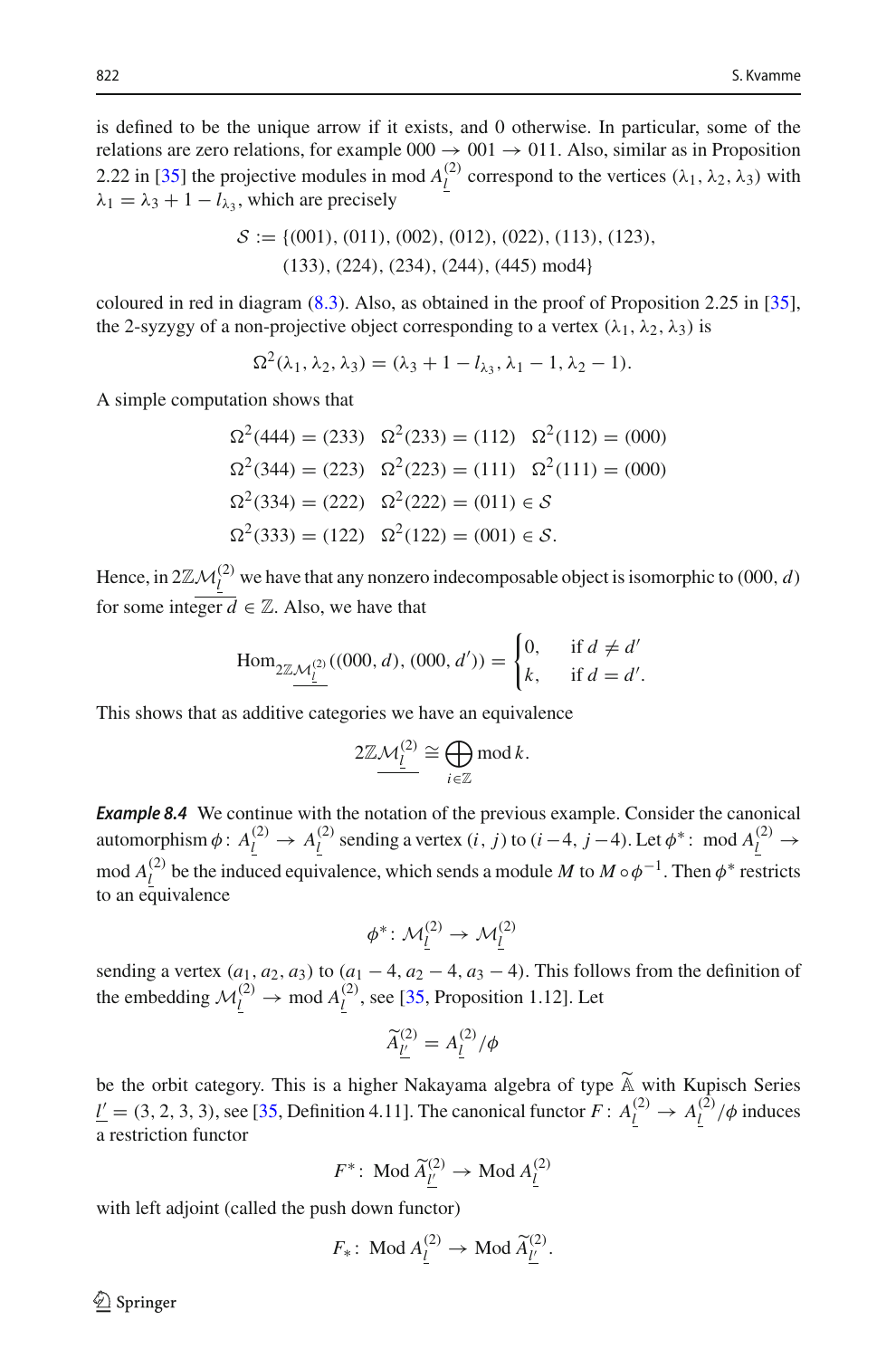is defined to be the unique arrow if it exists, and 0 otherwise. In particular, some of the relations are zero relations, for example $000 \to 001 \to 011$. Also, similar as in Proposition 2.22 in [35] the projective modules in $\operatorname{mod} A^{(2)}_{\underline{l}}$ correspond to the vertices $(\lambda_1, \lambda_2, \lambda_3)$ with $\lambda_1 = \lambda_3 + 1 - l_{\lambda_3}$, which are precisely

$$\begin{aligned}\mathcal{S} := \{&(001), (011), (002), (012), (022), (113), (123),\\ &(133), (224), (234), (244), (445) \bmod 4\}\end{aligned}$$

coloured in red in diagram (8.3). Also, as obtained in the proof of Proposition 2.25 in [35], the 2-syzygy of a non-projective object corresponding to a vertex $(\lambda_1, \lambda_2, \lambda_3)$ is

$$\Omega^2(\lambda_1, \lambda_2, \lambda_3) = (\lambda_3 + 1 - l_{\lambda_3}, \lambda_1 - 1, \lambda_2 - 1).$$

A simple computation shows that

$$\begin{array}{lll}\Omega^2(444) = (233) & \Omega^2(233) = (112) & \Omega^2(112) = (000)\\ \Omega^2(344) = (223) & \Omega^2(223) = (111) & \Omega^2(111) = (000)\\ \Omega^2(334) = (222) & \Omega^2(222) = (011) \in \mathcal{S} & \\ \Omega^2(333) = (122) & \Omega^2(122) = (001) \in \mathcal{S}. & \end{array}$$

Hence, in $2\mathbb{Z}\underline{\mathcal{M}^{(2)}_{\underline{l}}}$ we have that any nonzero indecomposable object is isomorphic to $(000, d)$ for some integer $d \in \mathbb{Z}$. Also, we have that

$$\operatorname{Hom}_{2\mathbb{Z}\underline{\mathcal{M}^{(2)}_{\underline{l}}}}((000, d), (000, d')) = \begin{cases} 0, & \text{if } d \neq d' \\ k, & \text{if } d = d'. \end{cases}$$

This shows that as additive categories we have an equivalence

$$2\mathbb{Z}\underline{\mathcal{M}^{(2)}_{\underline{l}}} \cong \bigoplus_{i \in \mathbb{Z}} \operatorname{mod} k.$$

***Example 8.4*** We continue with the notation of the previous example. Consider the canonical automorphism $\phi\colon A^{(2)}_{\underline{l}} \to A^{(2)}_{\underline{l}}$ sending a vertex $(i, j)$ to $(i-4, j-4)$. Let $\phi^*\colon \operatorname{mod} A^{(2)}_{\underline{l}} \to \operatorname{mod} A^{(2)}_{\underline{l}}$ be the induced equivalence, which sends a module $M$ to $M \circ \phi^{-1}$. Then $\phi^*$ restricts to an equivalence

$$\phi^*\colon \mathcal{M}^{(2)}_{\underline{l}} \to \mathcal{M}^{(2)}_{\underline{l}}$$

sending a vertex $(a_1, a_2, a_3)$ to $(a_1 - 4, a_2 - 4, a_3 - 4)$. This follows from the definition of the embedding $\mathcal{M}^{(2)}_{\underline{l}} \to \operatorname{mod} A^{(2)}_{\underline{l}}$, see [35, Proposition 1.12]. Let

$$\widetilde{A}^{(2)}_{\underline{l'}} = A^{(2)}_{\underline{l}}/\phi$$

be the orbit category. This is a higher Nakayama algebra of type $\widetilde{\mathbb{A}}$ with Kupisch Series $\underline{l'} = (3, 2, 3, 3)$, see [35, Definition 4.11]. The canonical functor $F\colon A^{(2)}_{\underline{l}} \to A^{(2)}_{\underline{l}}/\phi$ induces a restriction functor

$$F^*\colon \operatorname{Mod} \widetilde{A}^{(2)}_{\underline{l'}} \to \operatorname{Mod} A^{(2)}_{\underline{l}}$$

with left adjoint (called the push down functor)

$$F_*\colon \operatorname{Mod} A^{(2)}_{\underline{l}} \to \operatorname{Mod} \widetilde{A}^{(2)}_{\underline{l'}}.$$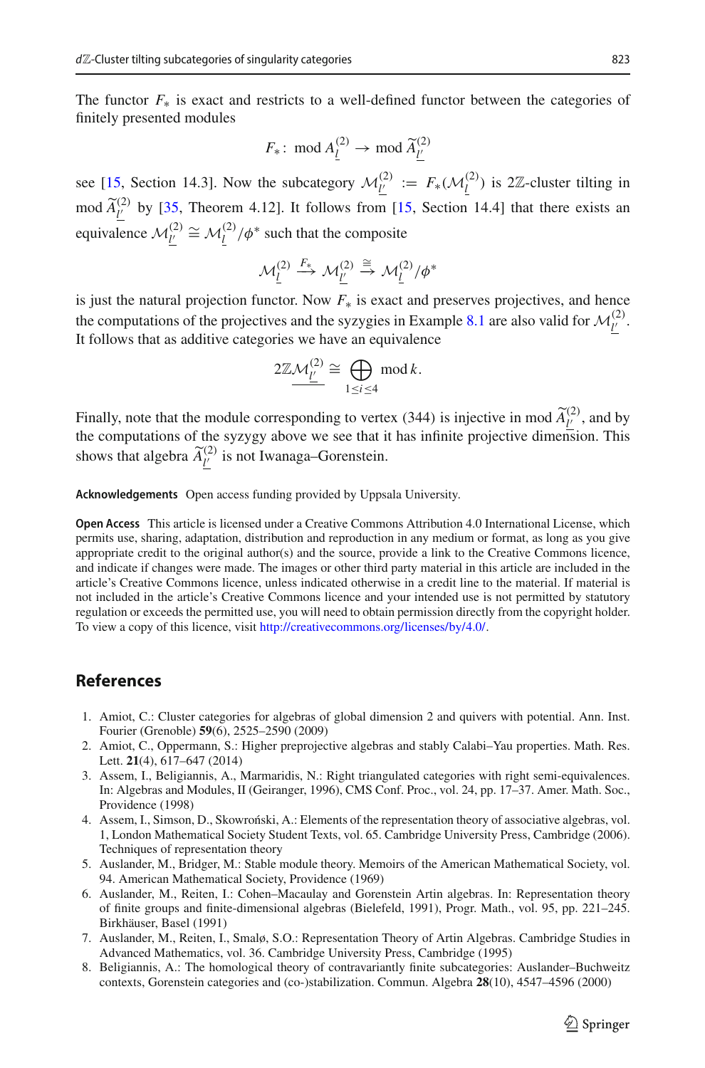The functor $F_*$ is exact and restricts to a well-defined functor between the categories of finitely presented modules

$$F_* \colon \operatorname{mod} A^{(2)}_{\underline{l}} \to \operatorname{mod} \widetilde{A}^{(2)}_{\underline{l'}}$$

see [15, Section 14.3]. Now the subcategory $\mathcal{M}^{(2)}_{\underline{l'}} := F_*(\mathcal{M}^{(2)}_{\underline{l}})$ is $2\mathbb{Z}$-cluster tilting in $\operatorname{mod} \widetilde{A}^{(2)}_{\underline{l'}}$ by [35, Theorem 4.12]. It follows from [15, Section 14.4] that there exists an equivalence $\mathcal{M}^{(2)}_{\underline{l'}} \cong \mathcal{M}^{(2)}_{\underline{l}}/\phi^*$ such that the composite

$$\mathcal{M}^{(2)}_{\underline{l}} \xrightarrow{F_*} \mathcal{M}^{(2)}_{\underline{l'}} \xrightarrow{\cong} \mathcal{M}^{(2)}_{\underline{l}}/\phi^*$$

is just the natural projection functor. Now $F_*$ is exact and preserves projectives, and hence the computations of the projectives and the syzygies in Example 8.1 are also valid for $\mathcal{M}^{(2)}_{\underline{l'}}$. It follows that as additive categories we have an equivalence

$$2\mathbb{Z}\underline{\mathcal{M}^{(2)}_{\underline{l'}}} \cong \bigoplus_{1 \le i \le 4} \operatorname{mod} k.$$

Finally, note that the module corresponding to vertex (344) is injective in $\operatorname{mod} \widetilde{A}^{(2)}_{\underline{l'}}$, and by the computations of the syzygy above we see that it has infinite projective dimension. This shows that algebra $\widetilde{A}^{(2)}_{\underline{l'}}$ is not Iwanaga–Gorenstein.

**Acknowledgements** Open access funding provided by Uppsala University.

**Open Access** This article is licensed under a Creative Commons Attribution 4.0 International License, which permits use, sharing, adaptation, distribution and reproduction in any medium or format, as long as you give appropriate credit to the original author(s) and the source, provide a link to the Creative Commons licence, and indicate if changes were made. The images or other third party material in this article are included in the article's Creative Commons licence, unless indicated otherwise in a credit line to the material. If material is not included in the article's Creative Commons licence and your intended use is not permitted by statutory regulation or exceeds the permitted use, you will need to obtain permission directly from the copyright holder. To view a copy of this licence, visit http://creativecommons.org/licenses/by/4.0/.

## References

1. Amiot, C.: Cluster categories for algebras of global dimension 2 and quivers with potential. Ann. Inst. Fourier (Grenoble) **59**(6), 2525–2590 (2009)
2. Amiot, C., Oppermann, S.: Higher preprojective algebras and stably Calabi–Yau properties. Math. Res. Lett. **21**(4), 617–647 (2014)
3. Assem, I., Beligiannis, A., Marmaridis, N.: Right triangulated categories with right semi-equivalences. In: Algebras and Modules, II (Geiranger, 1996), CMS Conf. Proc., vol. 24, pp. 17–37. Amer. Math. Soc., Providence (1998)
4. Assem, I., Simson, D., Skowroński, A.: Elements of the representation theory of associative algebras, vol. 1, London Mathematical Society Student Texts, vol. 65. Cambridge University Press, Cambridge (2006). Techniques of representation theory
5. Auslander, M., Bridger, M.: Stable module theory. Memoirs of the American Mathematical Society, vol. 94. American Mathematical Society, Providence (1969)
6. Auslander, M., Reiten, I.: Cohen–Macaulay and Gorenstein Artin algebras. In: Representation theory of finite groups and finite-dimensional algebras (Bielefeld, 1991), Progr. Math., vol. 95, pp. 221–245. Birkhäuser, Basel (1991)
7. Auslander, M., Reiten, I., Smalø, S.O.: Representation Theory of Artin Algebras. Cambridge Studies in Advanced Mathematics, vol. 36. Cambridge University Press, Cambridge (1995)
8. Beligiannis, A.: The homological theory of contravariantly finite subcategories: Auslander–Buchweitz contexts, Gorenstein categories and (co-)stabilization. Commun. Algebra **28**(10), 4547–4596 (2000)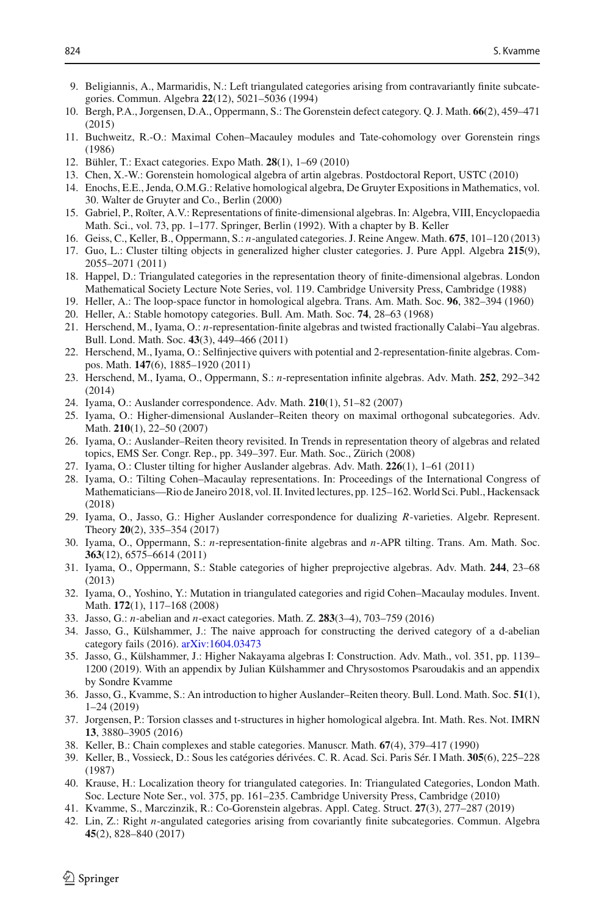9. Beligiannis, A., Marmaridis, N.: Left triangulated categories arising from contravariantly finite subcategories. Commun. Algebra **22**(12), 5021–5036 (1994)
10. Bergh, P.A., Jorgensen, D.A., Oppermann, S.: The Gorenstein defect category. Q. J. Math. **66**(2), 459–471 (2015)
11. Buchweitz, R.-O.: Maximal Cohen–Macauley modules and Tate-cohomology over Gorenstein rings (1986)
12. Bühler, T.: Exact categories. Expo Math. **28**(1), 1–69 (2010)
13. Chen, X.-W.: Gorenstein homological algebra of artin algebras. Postdoctoral Report, USTC (2010)
14. Enochs, E.E., Jenda, O.M.G.: Relative homological algebra, De Gruyter Expositions in Mathematics, vol. 30. Walter de Gruyter and Co., Berlin (2000)
15. Gabriel, P., Roĭter, A.V.: Representations of finite-dimensional algebras. In: Algebra, VIII, Encyclopaedia Math. Sci., vol. 73, pp. 1–177. Springer, Berlin (1992). With a chapter by B. Keller
16. Geiss, C., Keller, B., Oppermann, S.: *n*-angulated categories. J. Reine Angew. Math. **675**, 101–120 (2013)
17. Guo, L.: Cluster tilting objects in generalized higher cluster categories. J. Pure Appl. Algebra **215**(9), 2055–2071 (2011)
18. Happel, D.: Triangulated categories in the representation theory of finite-dimensional algebras. London Mathematical Society Lecture Note Series, vol. 119. Cambridge University Press, Cambridge (1988)
19. Heller, A.: The loop-space functor in homological algebra. Trans. Am. Math. Soc. **96**, 382–394 (1960)
20. Heller, A.: Stable homotopy categories. Bull. Am. Math. Soc. **74**, 28–63 (1968)
21. Herschend, M., Iyama, O.: *n*-representation-finite algebras and twisted fractionally Calabi–Yau algebras. Bull. Lond. Math. Soc. **43**(3), 449–466 (2011)
22. Herschend, M., Iyama, O.: Selfinjective quivers with potential and 2-representation-finite algebras. Compos. Math. **147**(6), 1885–1920 (2011)
23. Herschend, M., Iyama, O., Oppermann, S.: *n*-representation infinite algebras. Adv. Math. **252**, 292–342 (2014)
24. Iyama, O.: Auslander correspondence. Adv. Math. **210**(1), 51–82 (2007)
25. Iyama, O.: Higher-dimensional Auslander–Reiten theory on maximal orthogonal subcategories. Adv. Math. **210**(1), 22–50 (2007)
26. Iyama, O.: Auslander–Reiten theory revisited. In Trends in representation theory of algebras and related topics, EMS Ser. Congr. Rep., pp. 349–397. Eur. Math. Soc., Zürich (2008)
27. Iyama, O.: Cluster tilting for higher Auslander algebras. Adv. Math. **226**(1), 1–61 (2011)
28. Iyama, O.: Tilting Cohen–Macaulay representations. In: Proceedings of the International Congress of Mathematicians—Rio de Janeiro 2018, vol. II. Invited lectures, pp. 125–162. World Sci. Publ., Hackensack (2018)
29. Iyama, O., Jasso, G.: Higher Auslander correspondence for dualizing *R*-varieties. Algebr. Represent. Theory **20**(2), 335–354 (2017)
30. Iyama, O., Oppermann, S.: *n*-representation-finite algebras and *n*-APR tilting. Trans. Am. Math. Soc. **363**(12), 6575–6614 (2011)
31. Iyama, O., Oppermann, S.: Stable categories of higher preprojective algebras. Adv. Math. **244**, 23–68 (2013)
32. Iyama, O., Yoshino, Y.: Mutation in triangulated categories and rigid Cohen–Macaulay modules. Invent. Math. **172**(1), 117–168 (2008)
33. Jasso, G.: *n*-abelian and *n*-exact categories. Math. Z. **283**(3–4), 703–759 (2016)
34. Jasso, G., Külshammer, J.: The naive approach for constructing the derived category of a d-abelian category fails (2016). arXiv:1604.03473
35. Jasso, G., Külshammer, J.: Higher Nakayama algebras I: Construction. Adv. Math., vol. 351, pp. 1139–1200 (2019). With an appendix by Julian Külshammer and Chrysostomos Psaroudakis and an appendix by Sondre Kvamme
36. Jasso, G., Kvamme, S.: An introduction to higher Auslander–Reiten theory. Bull. Lond. Math. Soc. **51**(1), 1–24 (2019)
37. Jorgensen, P.: Torsion classes and t-structures in higher homological algebra. Int. Math. Res. Not. IMRN **13**, 3880–3905 (2016)
38. Keller, B.: Chain complexes and stable categories. Manuscr. Math. **67**(4), 379–417 (1990)
39. Keller, B., Vossieck, D.: Sous les catégories dérivées. C. R. Acad. Sci. Paris Sér. I Math. **305**(6), 225–228 (1987)
40. Krause, H.: Localization theory for triangulated categories. In: Triangulated Categories, London Math. Soc. Lecture Note Ser., vol. 375, pp. 161–235. Cambridge University Press, Cambridge (2010)
41. Kvamme, S., Marczinzik, R.: Co-Gorenstein algebras. Appl. Categ. Struct. **27**(3), 277–287 (2019)
42. Lin, Z.: Right *n*-angulated categories arising from covariantly finite subcategories. Commun. Algebra **45**(2), 828–840 (2017)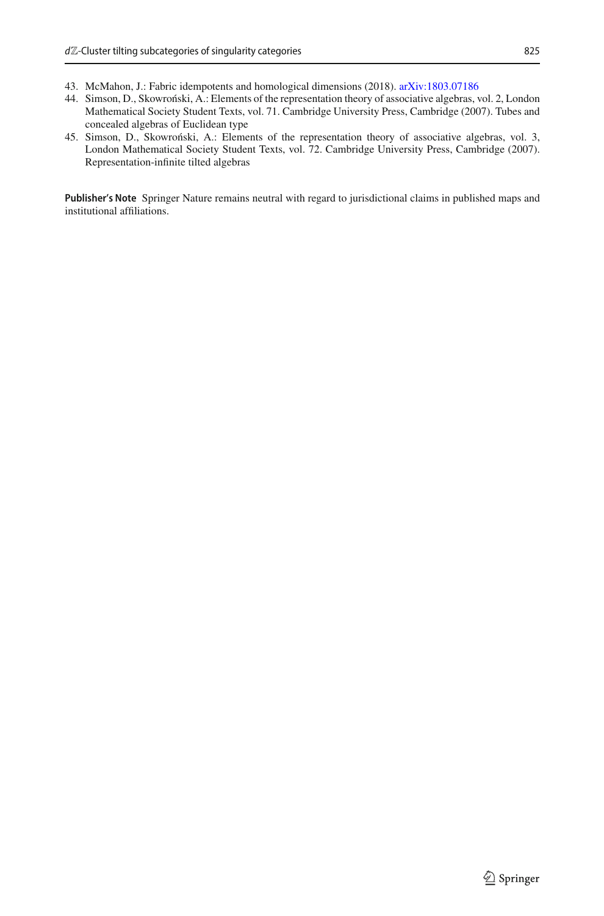43. McMahon, J.: Fabric idempotents and homological dimensions (2018). arXiv:1803.07186
44. Simson, D., Skowroński, A.: Elements of the representation theory of associative algebras, vol. 2, London Mathematical Society Student Texts, vol. 71. Cambridge University Press, Cambridge (2007). Tubes and concealed algebras of Euclidean type
45. Simson, D., Skowroński, A.: Elements of the representation theory of associative algebras, vol. 3, London Mathematical Society Student Texts, vol. 72. Cambridge University Press, Cambridge (2007). Representation-infinite tilted algebras

**Publisher's Note** Springer Nature remains neutral with regard to jurisdictional claims in published maps and institutional affiliations.